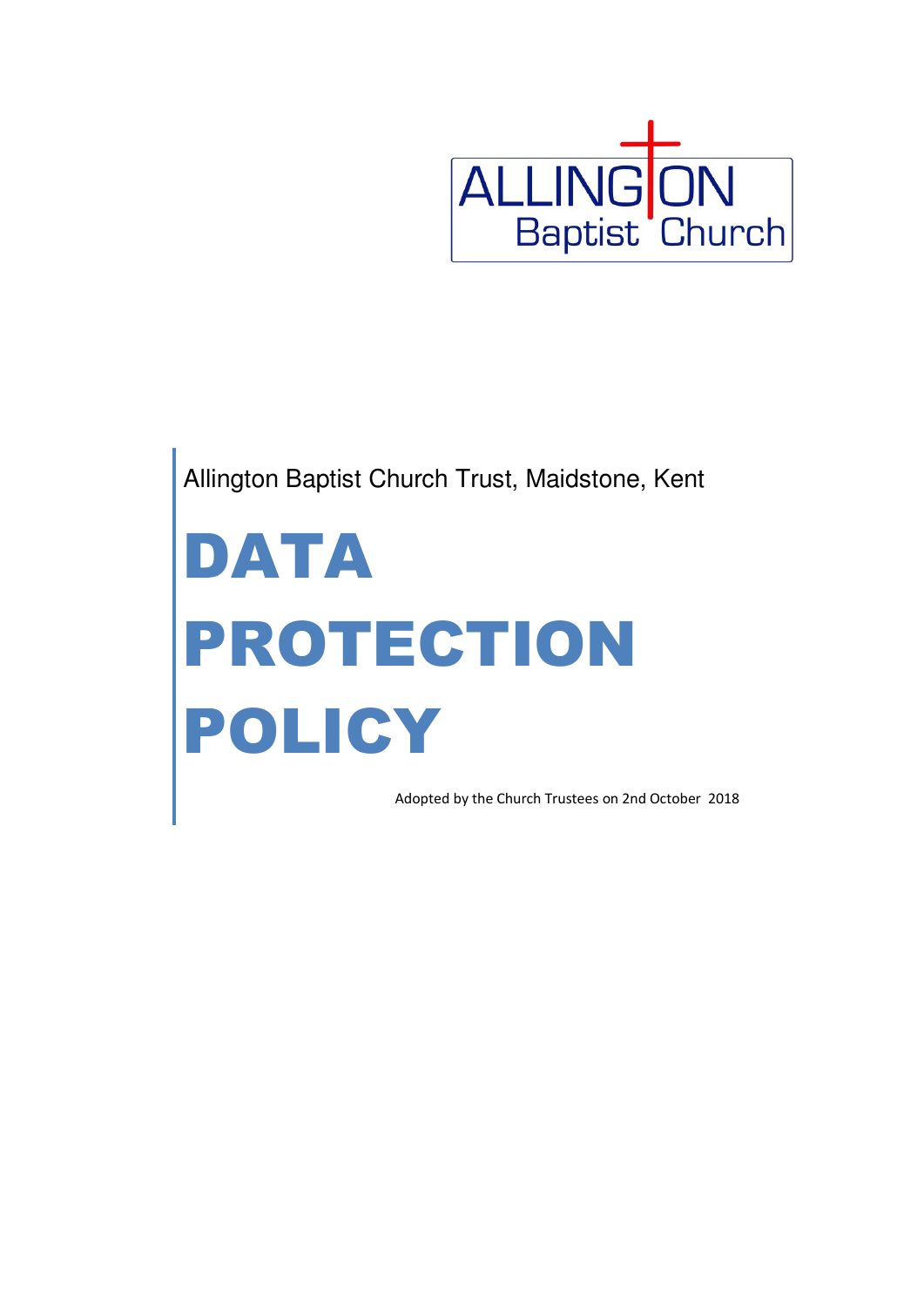ALLINGTON Baptist Church

Allington Baptist Church Trust, Maidstone, Kent

# DATA PROTECTION POLICY

Adopted by the Church Trustees on 2nd October 2018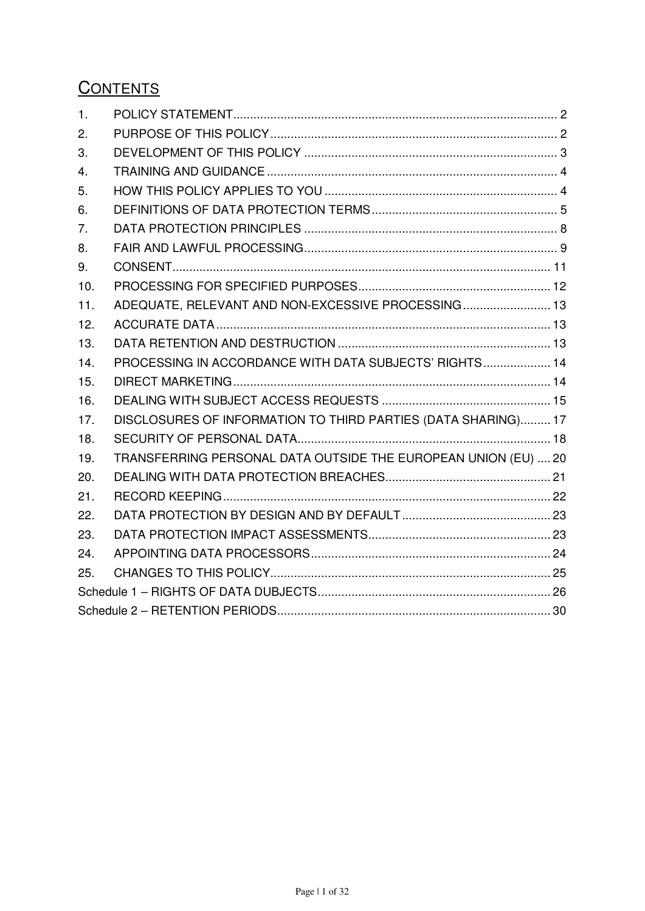# CONTENTS

1. POLICY STATEMENT ........................................................................................ 2
2. PURPOSE OF THIS POLICY ............................................................................. 2
3. DEVELOPMENT OF THIS POLICY ...................................................................... 3
4. TRAINING AND GUIDANCE ................................................................................ 4
5. HOW THIS POLICY APPLIES TO YOU ................................................................ 4
6. DEFINITIONS OF DATA PROTECTION TERMS ................................................... 5
7. DATA PROTECTION PRINCIPLES ...................................................................... 8
8. FAIR AND LAWFUL PROCESSING ...................................................................... 9
9. CONSENT ....................................................................................................... 11
10. PROCESSING FOR SPECIFIED PURPOSES ..................................................... 12
11. ADEQUATE, RELEVANT AND NON-EXCESSIVE PROCESSING .......................... 13
12. ACCURATE DATA .......................................................................................... 13
13. DATA RETENTION AND DESTRUCTION ........................................................... 13
14. PROCESSING IN ACCORDANCE WITH DATA SUBJECTS' RIGHTS .................... 14
15. DIRECT MARKETING ...................................................................................... 14
16. DEALING WITH SUBJECT ACCESS REQUESTS ............................................... 15
17. DISCLOSURES OF INFORMATION TO THIRD PARTIES (DATA SHARING) ......... 17
18. SECURITY OF PERSONAL DATA ..................................................................... 18
19. TRANSFERRING PERSONAL DATA OUTSIDE THE EUROPEAN UNION (EU) .... 20
20. DEALING WITH DATA PROTECTION BREACHES .............................................. 21
21. RECORD KEEPING ......................................................................................... 22
22. DATA PROTECTION BY DESIGN AND BY DEFAULT .......................................... 23
23. DATA PROTECTION IMPACT ASSESSMENTS ................................................... 23
24. APPOINTING DATA PROCESSORS .................................................................. 24
25. CHANGES TO THIS POLICY ............................................................................ 25

Schedule 1 – RIGHTS OF DATA DUBJECTS ............................................................ 26

Schedule 2 – RETENTION PERIODS ....................................................................... 30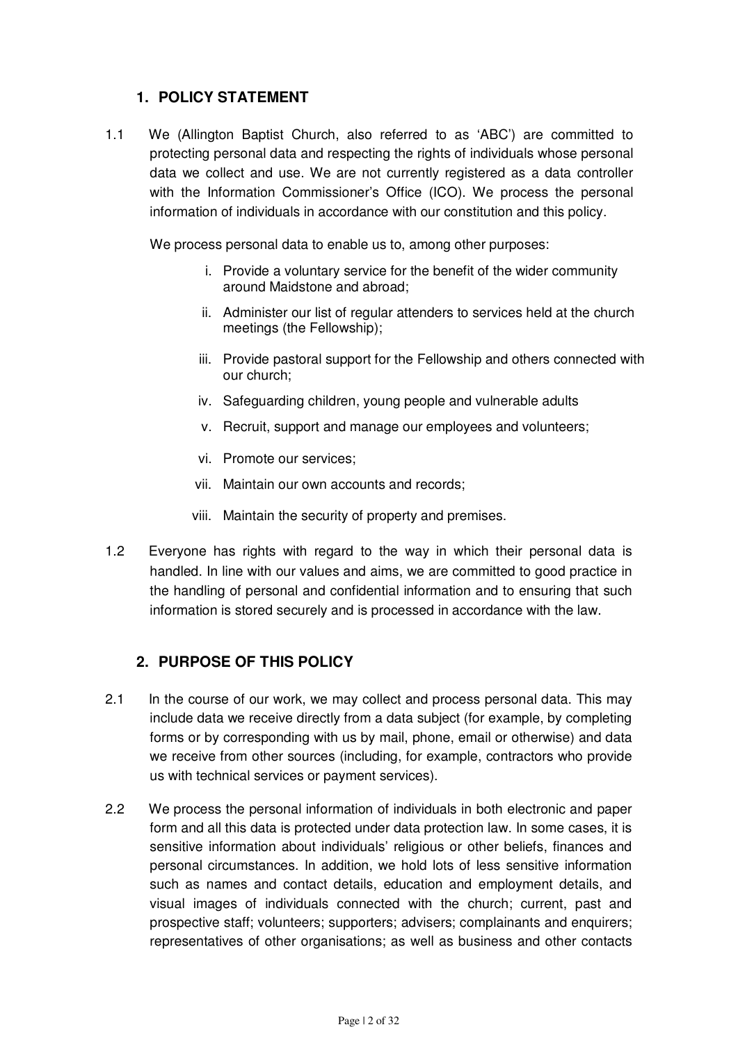## 1. POLICY STATEMENT

1.1 We (Allington Baptist Church, also referred to as 'ABC') are committed to protecting personal data and respecting the rights of individuals whose personal data we collect and use. We are not currently registered as a data controller with the Information Commissioner's Office (ICO). We process the personal information of individuals in accordance with our constitution and this policy.

We process personal data to enable us to, among other purposes:

i. Provide a voluntary service for the benefit of the wider community around Maidstone and abroad;

ii. Administer our list of regular attenders to services held at the church meetings (the Fellowship);

iii. Provide pastoral support for the Fellowship and others connected with our church;

iv. Safeguarding children, young people and vulnerable adults

v. Recruit, support and manage our employees and volunteers;

vi. Promote our services;

vii. Maintain our own accounts and records;

viii. Maintain the security of property and premises.

1.2 Everyone has rights with regard to the way in which their personal data is handled. In line with our values and aims, we are committed to good practice in the handling of personal and confidential information and to ensuring that such information is stored securely and is processed in accordance with the law.

## 2. PURPOSE OF THIS POLICY

2.1 In the course of our work, we may collect and process personal data. This may include data we receive directly from a data subject (for example, by completing forms or by corresponding with us by mail, phone, email or otherwise) and data we receive from other sources (including, for example, contractors who provide us with technical services or payment services).

2.2 We process the personal information of individuals in both electronic and paper form and all this data is protected under data protection law. In some cases, it is sensitive information about individuals' religious or other beliefs, finances and personal circumstances. In addition, we hold lots of less sensitive information such as names and contact details, education and employment details, and visual images of individuals connected with the church; current, past and prospective staff; volunteers; supporters; advisers; complainants and enquirers; representatives of other organisations; as well as business and other contacts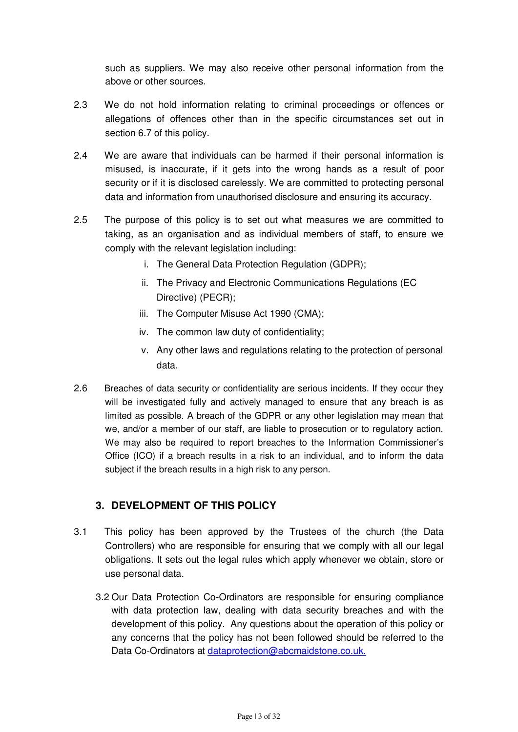such as suppliers. We may also receive other personal information from the above or other sources.

2.3 We do not hold information relating to criminal proceedings or offences or allegations of offences other than in the specific circumstances set out in section 6.7 of this policy.

2.4 We are aware that individuals can be harmed if their personal information is misused, is inaccurate, if it gets into the wrong hands as a result of poor security or if it is disclosed carelessly. We are committed to protecting personal data and information from unauthorised disclosure and ensuring its accuracy.

2.5 The purpose of this policy is to set out what measures we are committed to taking, as an organisation and as individual members of staff, to ensure we comply with the relevant legislation including:

i. The General Data Protection Regulation (GDPR);
ii. The Privacy and Electronic Communications Regulations (EC Directive) (PECR);
iii. The Computer Misuse Act 1990 (CMA);
iv. The common law duty of confidentiality;
v. Any other laws and regulations relating to the protection of personal data.

2.6 Breaches of data security or confidentiality are serious incidents. If they occur they will be investigated fully and actively managed to ensure that any breach is as limited as possible. A breach of the GDPR or any other legislation may mean that we, and/or a member of our staff, are liable to prosecution or to regulatory action. We may also be required to report breaches to the Information Commissioner's Office (ICO) if a breach results in a risk to an individual, and to inform the data subject if the breach results in a high risk to any person.

## 3. DEVELOPMENT OF THIS POLICY

3.1 This policy has been approved by the Trustees of the church (the Data Controllers) who are responsible for ensuring that we comply with all our legal obligations. It sets out the legal rules which apply whenever we obtain, store or use personal data.

3.2 Our Data Protection Co-Ordinators are responsible for ensuring compliance with data protection law, dealing with data security breaches and with the development of this policy. Any questions about the operation of this policy or any concerns that the policy has not been followed should be referred to the Data Co-Ordinators at dataprotection@abcmaidstone.co.uk.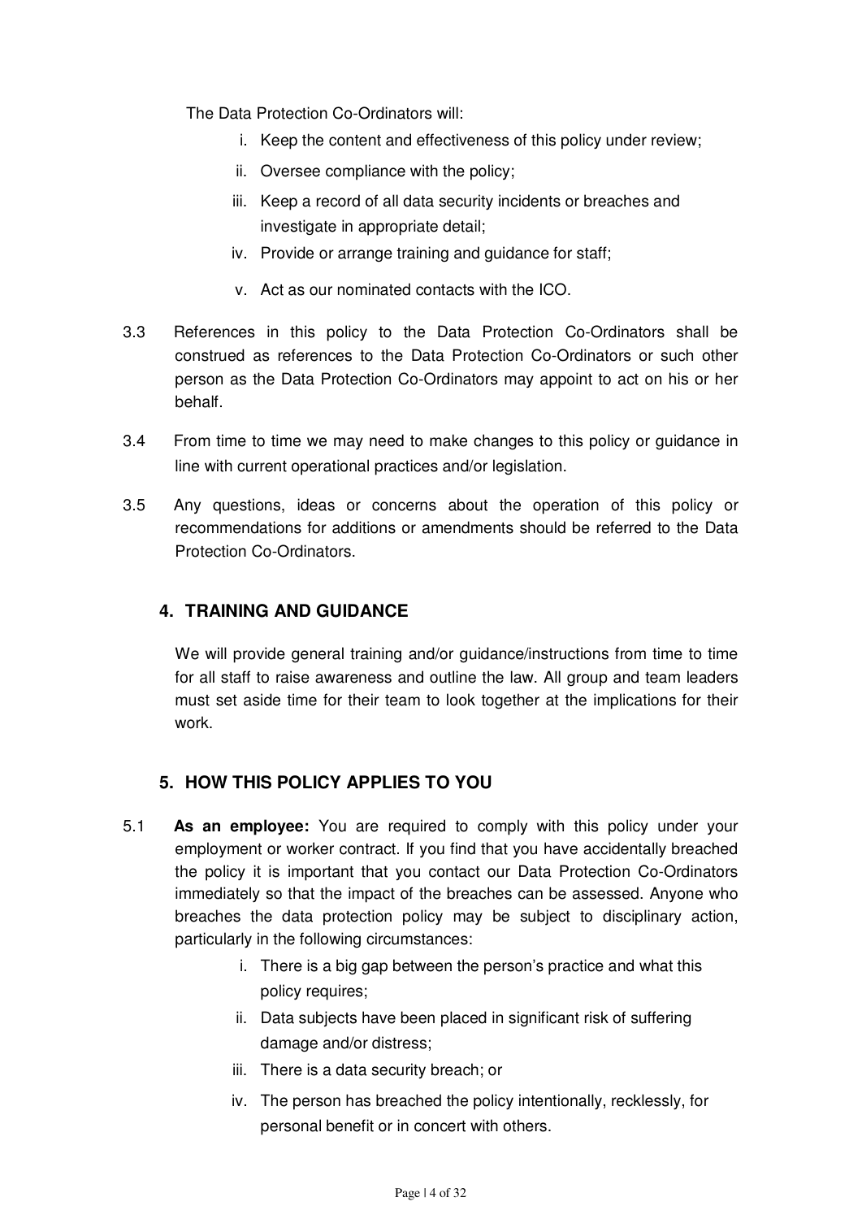The Data Protection Co-Ordinators will:

i. Keep the content and effectiveness of this policy under review;
ii. Oversee compliance with the policy;
iii. Keep a record of all data security incidents or breaches and investigate in appropriate detail;
iv. Provide or arrange training and guidance for staff;
v. Act as our nominated contacts with the ICO.

3.3 References in this policy to the Data Protection Co-Ordinators shall be construed as references to the Data Protection Co-Ordinators or such other person as the Data Protection Co-Ordinators may appoint to act on his or her behalf.

3.4 From time to time we may need to make changes to this policy or guidance in line with current operational practices and/or legislation.

3.5 Any questions, ideas or concerns about the operation of this policy or recommendations for additions or amendments should be referred to the Data Protection Co-Ordinators.

## 4. TRAINING AND GUIDANCE

We will provide general training and/or guidance/instructions from time to time for all staff to raise awareness and outline the law. All group and team leaders must set aside time for their team to look together at the implications for their work.

## 5. HOW THIS POLICY APPLIES TO YOU

5.1 **As an employee:** You are required to comply with this policy under your employment or worker contract. If you find that you have accidentally breached the policy it is important that you contact our Data Protection Co-Ordinators immediately so that the impact of the breaches can be assessed. Anyone who breaches the data protection policy may be subject to disciplinary action, particularly in the following circumstances:

i. There is a big gap between the person's practice and what this policy requires;
ii. Data subjects have been placed in significant risk of suffering damage and/or distress;
iii. There is a data security breach; or
iv. The person has breached the policy intentionally, recklessly, for personal benefit or in concert with others.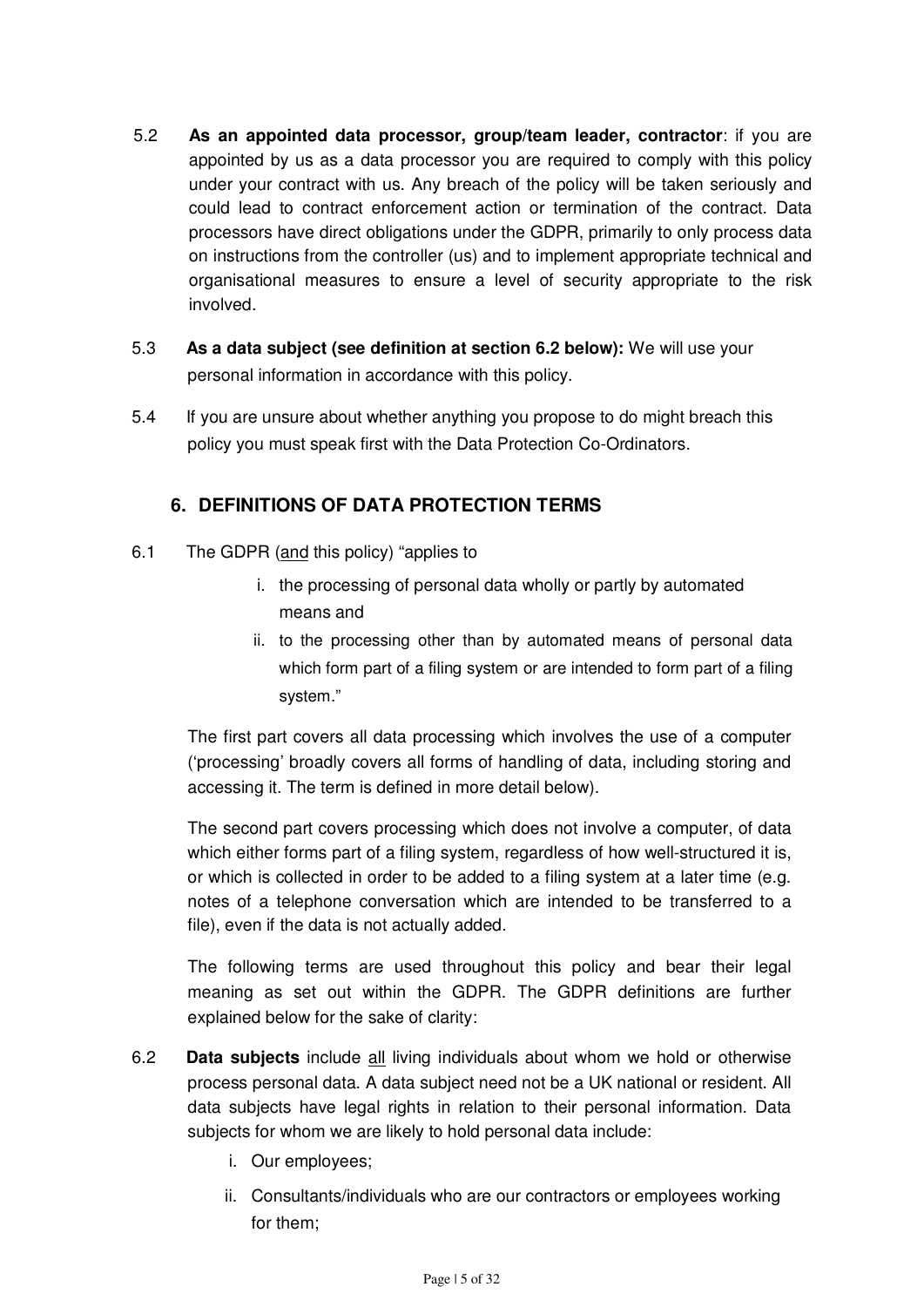5.2 **As an appointed data processor, group/team leader, contractor**: if you are appointed by us as a data processor you are required to comply with this policy under your contract with us. Any breach of the policy will be taken seriously and could lead to contract enforcement action or termination of the contract. Data processors have direct obligations under the GDPR, primarily to only process data on instructions from the controller (us) and to implement appropriate technical and organisational measures to ensure a level of security appropriate to the risk involved.

5.3 **As a data subject (see definition at section 6.2 below):** We will use your personal information in accordance with this policy.

5.4 If you are unsure about whether anything you propose to do might breach this policy you must speak first with the Data Protection Co-Ordinators.

## 6. DEFINITIONS OF DATA PROTECTION TERMS

6.1 The GDPR (<u>and</u> this policy) "applies to

i. the processing of personal data wholly or partly by automated means and
ii. to the processing other than by automated means of personal data which form part of a filing system or are intended to form part of a filing system."

The first part covers all data processing which involves the use of a computer ('processing' broadly covers all forms of handling of data, including storing and accessing it. The term is defined in more detail below).

The second part covers processing which does not involve a computer, of data which either forms part of a filing system, regardless of how well-structured it is, or which is collected in order to be added to a filing system at a later time (e.g. notes of a telephone conversation which are intended to be transferred to a file), even if the data is not actually added.

The following terms are used throughout this policy and bear their legal meaning as set out within the GDPR. The GDPR definitions are further explained below for the sake of clarity:

6.2 **Data subjects** include <u>all</u> living individuals about whom we hold or otherwise process personal data. A data subject need not be a UK national or resident. All data subjects have legal rights in relation to their personal information. Data subjects for whom we are likely to hold personal data include:

i. Our employees;
ii. Consultants/individuals who are our contractors or employees working for them;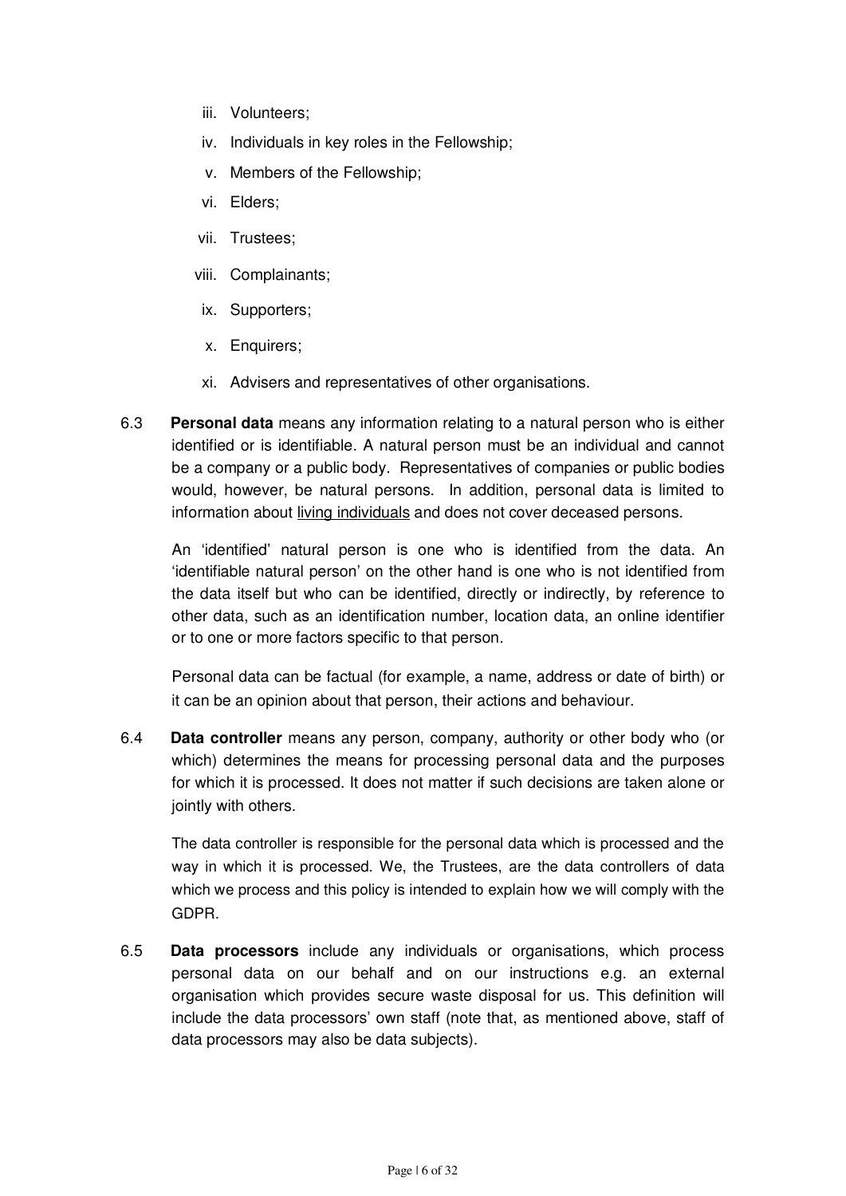iii. Volunteers;
iv. Individuals in key roles in the Fellowship;
v. Members of the Fellowship;
vi. Elders;
vii. Trustees;
viii. Complainants;
ix. Supporters;
x. Enquirers;
xi. Advisers and representatives of other organisations.

6.3 **Personal data** means any information relating to a natural person who is either identified or is identifiable. A natural person must be an individual and cannot be a company or a public body. Representatives of companies or public bodies would, however, be natural persons. In addition, personal data is limited to information about <u>living individuals</u> and does not cover deceased persons.

An 'identified' natural person is one who is identified from the data. An 'identifiable natural person' on the other hand is one who is not identified from the data itself but who can be identified, directly or indirectly, by reference to other data, such as an identification number, location data, an online identifier or to one or more factors specific to that person.

Personal data can be factual (for example, a name, address or date of birth) or it can be an opinion about that person, their actions and behaviour.

6.4 **Data controller** means any person, company, authority or other body who (or which) determines the means for processing personal data and the purposes for which it is processed. It does not matter if such decisions are taken alone or jointly with others.

The data controller is responsible for the personal data which is processed and the way in which it is processed. We, the Trustees, are the data controllers of data which we process and this policy is intended to explain how we will comply with the GDPR.

6.5 **Data processors** include any individuals or organisations, which process personal data on our behalf and on our instructions e.g. an external organisation which provides secure waste disposal for us. This definition will include the data processors' own staff (note that, as mentioned above, staff of data processors may also be data subjects).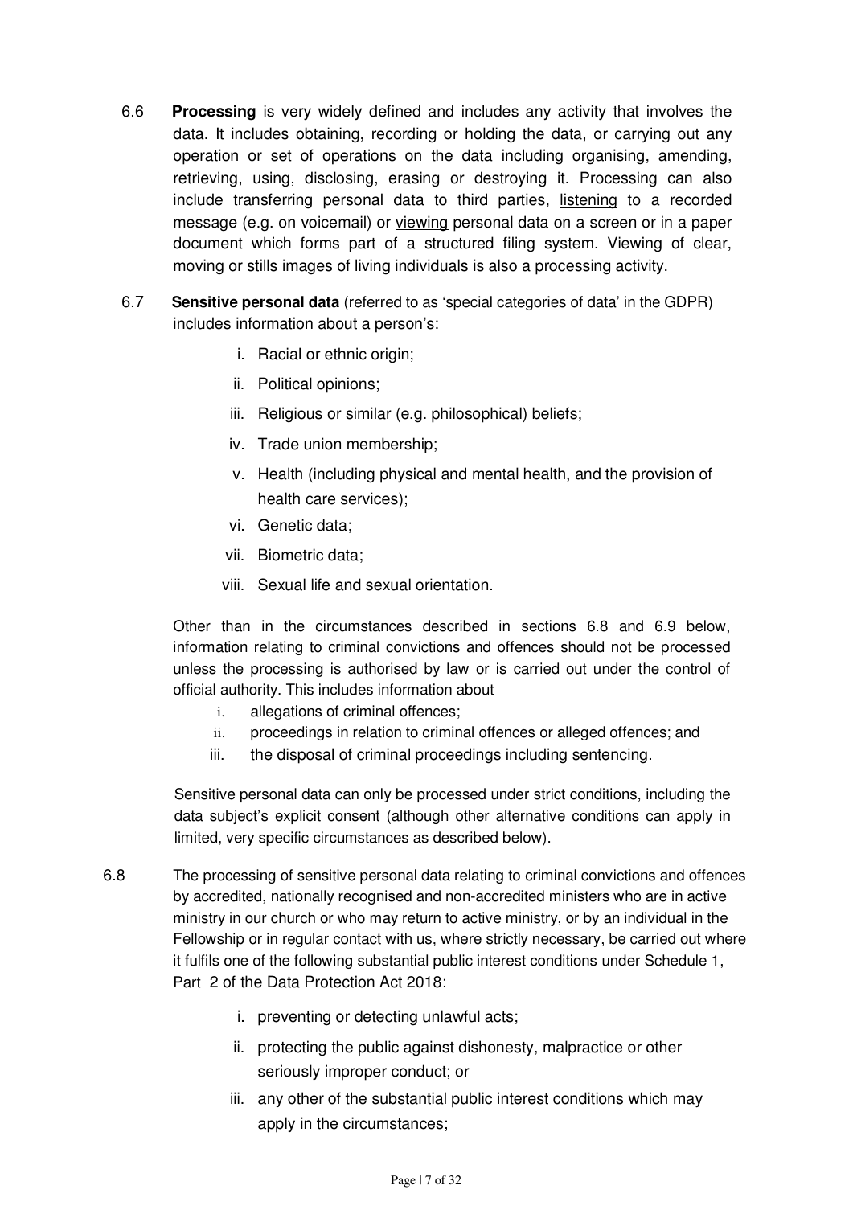6.6 **Processing** is very widely defined and includes any activity that involves the data. It includes obtaining, recording or holding the data, or carrying out any operation or set of operations on the data including organising, amending, retrieving, using, disclosing, erasing or destroying it. Processing can also include transferring personal data to third parties, <u>listening</u> to a recorded message (e.g. on voicemail) or <u>viewing</u> personal data on a screen or in a paper document which forms part of a structured filing system. Viewing of clear, moving or stills images of living individuals is also a processing activity.

6.7 **Sensitive personal data** (referred to as 'special categories of data' in the GDPR) includes information about a person's:

i. Racial or ethnic origin;
ii. Political opinions;
iii. Religious or similar (e.g. philosophical) beliefs;
iv. Trade union membership;
v. Health (including physical and mental health, and the provision of health care services);
vi. Genetic data;
vii. Biometric data;
viii. Sexual life and sexual orientation.

Other than in the circumstances described in sections 6.8 and 6.9 below, information relating to criminal convictions and offences should not be processed unless the processing is authorised by law or is carried out under the control of official authority. This includes information about

i. allegations of criminal offences;
ii. proceedings in relation to criminal offences or alleged offences; and
iii. the disposal of criminal proceedings including sentencing.

Sensitive personal data can only be processed under strict conditions, including the data subject's explicit consent (although other alternative conditions can apply in limited, very specific circumstances as described below).

6.8 The processing of sensitive personal data relating to criminal convictions and offences by accredited, nationally recognised and non-accredited ministers who are in active ministry in our church or who may return to active ministry, or by an individual in the Fellowship or in regular contact with us, where strictly necessary, be carried out where it fulfils one of the following substantial public interest conditions under Schedule 1, Part 2 of the Data Protection Act 2018:

i. preventing or detecting unlawful acts;
ii. protecting the public against dishonesty, malpractice or other seriously improper conduct; or
iii. any other of the substantial public interest conditions which may apply in the circumstances;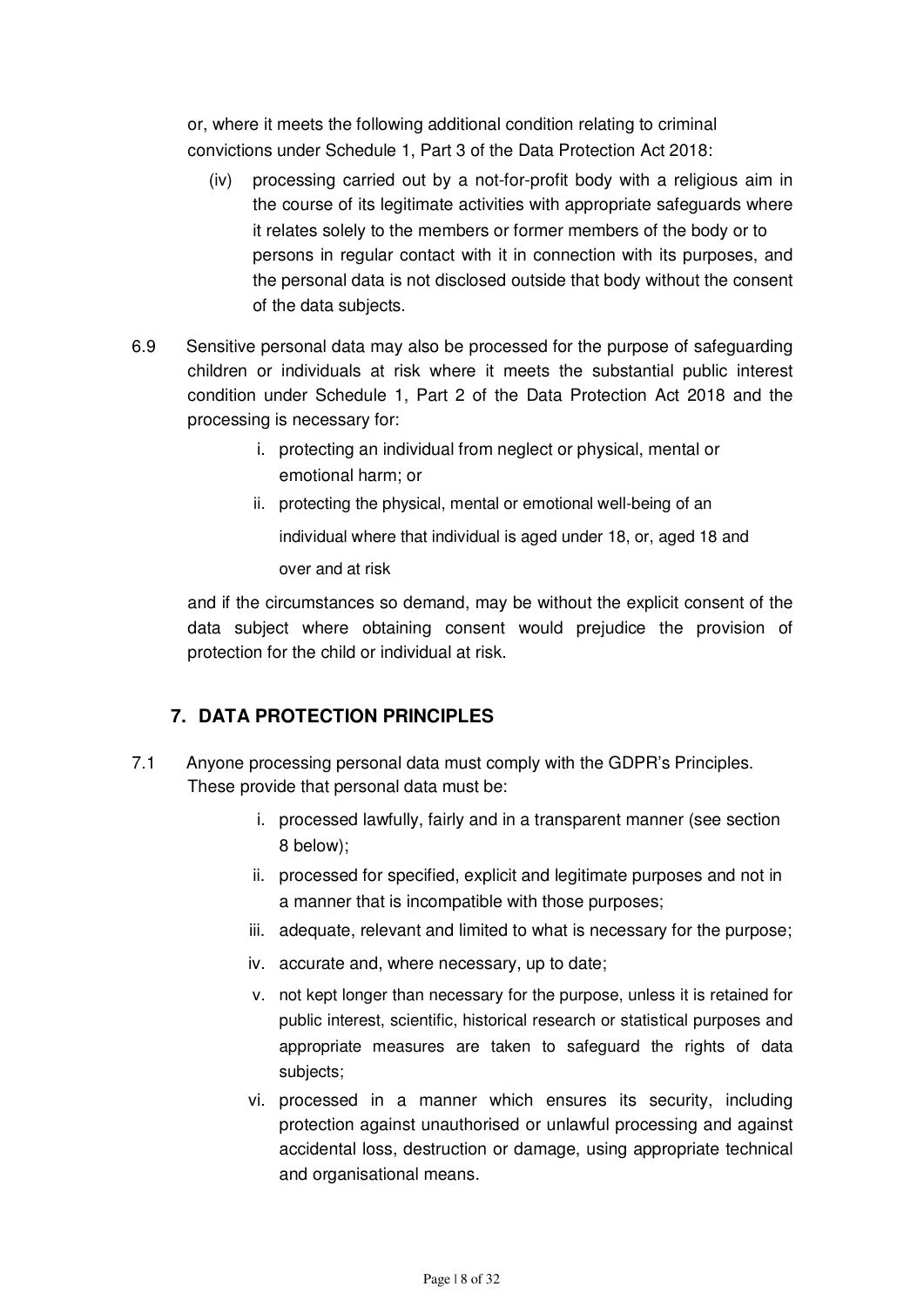or, where it meets the following additional condition relating to criminal convictions under Schedule 1, Part 3 of the Data Protection Act 2018:

(iv) processing carried out by a not-for-profit body with a religious aim in the course of its legitimate activities with appropriate safeguards where it relates solely to the members or former members of the body or to persons in regular contact with it in connection with its purposes, and the personal data is not disclosed outside that body without the consent of the data subjects.

6.9 Sensitive personal data may also be processed for the purpose of safeguarding children or individuals at risk where it meets the substantial public interest condition under Schedule 1, Part 2 of the Data Protection Act 2018 and the processing is necessary for:

i. protecting an individual from neglect or physical, mental or emotional harm; or
ii. protecting the physical, mental or emotional well-being of an individual where that individual is aged under 18, or, aged 18 and over and at risk

and if the circumstances so demand, may be without the explicit consent of the data subject where obtaining consent would prejudice the provision of protection for the child or individual at risk.

## 7. DATA PROTECTION PRINCIPLES

7.1 Anyone processing personal data must comply with the GDPR's Principles. These provide that personal data must be:

i. processed lawfully, fairly and in a transparent manner (see section 8 below);
ii. processed for specified, explicit and legitimate purposes and not in a manner that is incompatible with those purposes;
iii. adequate, relevant and limited to what is necessary for the purpose;
iv. accurate and, where necessary, up to date;
v. not kept longer than necessary for the purpose, unless it is retained for public interest, scientific, historical research or statistical purposes and appropriate measures are taken to safeguard the rights of data subjects;
vi. processed in a manner which ensures its security, including protection against unauthorised or unlawful processing and against accidental loss, destruction or damage, using appropriate technical and organisational means.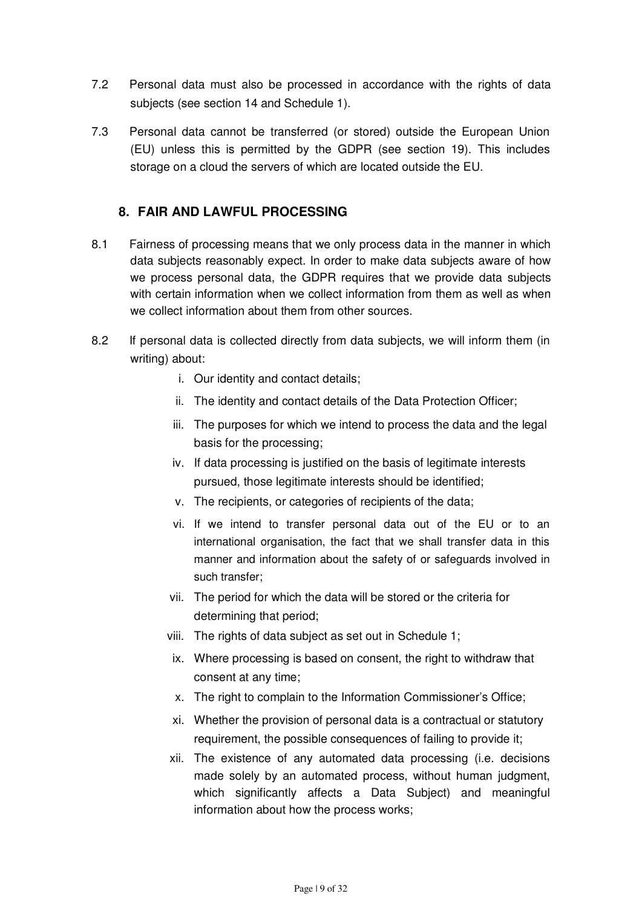7.2 Personal data must also be processed in accordance with the rights of data subjects (see section 14 and Schedule 1).

7.3 Personal data cannot be transferred (or stored) outside the European Union (EU) unless this is permitted by the GDPR (see section 19). This includes storage on a cloud the servers of which are located outside the EU.

## 8. FAIR AND LAWFUL PROCESSING

8.1 Fairness of processing means that we only process data in the manner in which data subjects reasonably expect. In order to make data subjects aware of how we process personal data, the GDPR requires that we provide data subjects with certain information when we collect information from them as well as when we collect information about them from other sources.

8.2 If personal data is collected directly from data subjects, we will inform them (in writing) about:

i. Our identity and contact details;

ii. The identity and contact details of the Data Protection Officer;

iii. The purposes for which we intend to process the data and the legal basis for the processing;

iv. If data processing is justified on the basis of legitimate interests pursued, those legitimate interests should be identified;

v. The recipients, or categories of recipients of the data;

vi. If we intend to transfer personal data out of the EU or to an international organisation, the fact that we shall transfer data in this manner and information about the safety of or safeguards involved in such transfer;

vii. The period for which the data will be stored or the criteria for determining that period;

viii. The rights of data subject as set out in Schedule 1;

ix. Where processing is based on consent, the right to withdraw that consent at any time;

x. The right to complain to the Information Commissioner's Office;

xi. Whether the provision of personal data is a contractual or statutory requirement, the possible consequences of failing to provide it;

xii. The existence of any automated data processing (i.e. decisions made solely by an automated process, without human judgment, which significantly affects a Data Subject) and meaningful information about how the process works;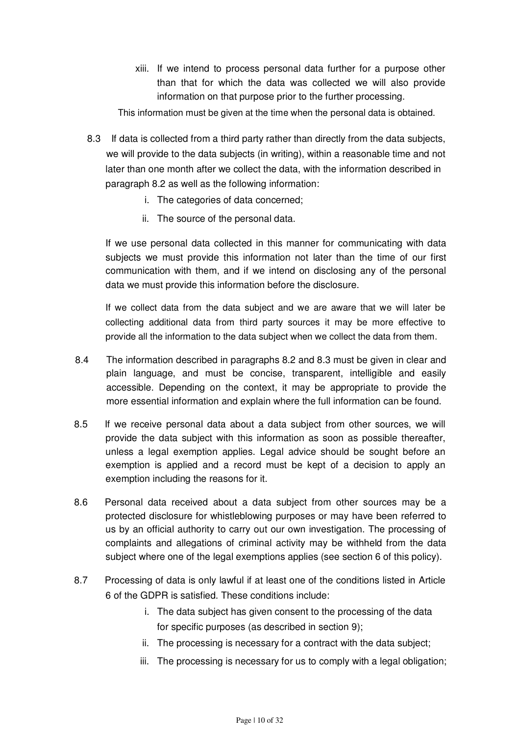xiii. If we intend to process personal data further for a purpose other than that for which the data was collected we will also provide information on that purpose prior to the further processing.

This information must be given at the time when the personal data is obtained.

8.3 If data is collected from a third party rather than directly from the data subjects, we will provide to the data subjects (in writing), within a reasonable time and not later than one month after we collect the data, with the information described in paragraph 8.2 as well as the following information:

i. The categories of data concerned;
ii. The source of the personal data.

If we use personal data collected in this manner for communicating with data subjects we must provide this information not later than the time of our first communication with them, and if we intend on disclosing any of the personal data we must provide this information before the disclosure.

If we collect data from the data subject and we are aware that we will later be collecting additional data from third party sources it may be more effective to provide all the information to the data subject when we collect the data from them.

8.4 The information described in paragraphs 8.2 and 8.3 must be given in clear and plain language, and must be concise, transparent, intelligible and easily accessible. Depending on the context, it may be appropriate to provide the more essential information and explain where the full information can be found.

8.5 If we receive personal data about a data subject from other sources, we will provide the data subject with this information as soon as possible thereafter, unless a legal exemption applies. Legal advice should be sought before an exemption is applied and a record must be kept of a decision to apply an exemption including the reasons for it.

8.6 Personal data received about a data subject from other sources may be a protected disclosure for whistleblowing purposes or may have been referred to us by an official authority to carry out our own investigation. The processing of complaints and allegations of criminal activity may be withheld from the data subject where one of the legal exemptions applies (see section 6 of this policy).

8.7 Processing of data is only lawful if at least one of the conditions listed in Article 6 of the GDPR is satisfied. These conditions include:

i. The data subject has given consent to the processing of the data for specific purposes (as described in section 9);
ii. The processing is necessary for a contract with the data subject;
iii. The processing is necessary for us to comply with a legal obligation;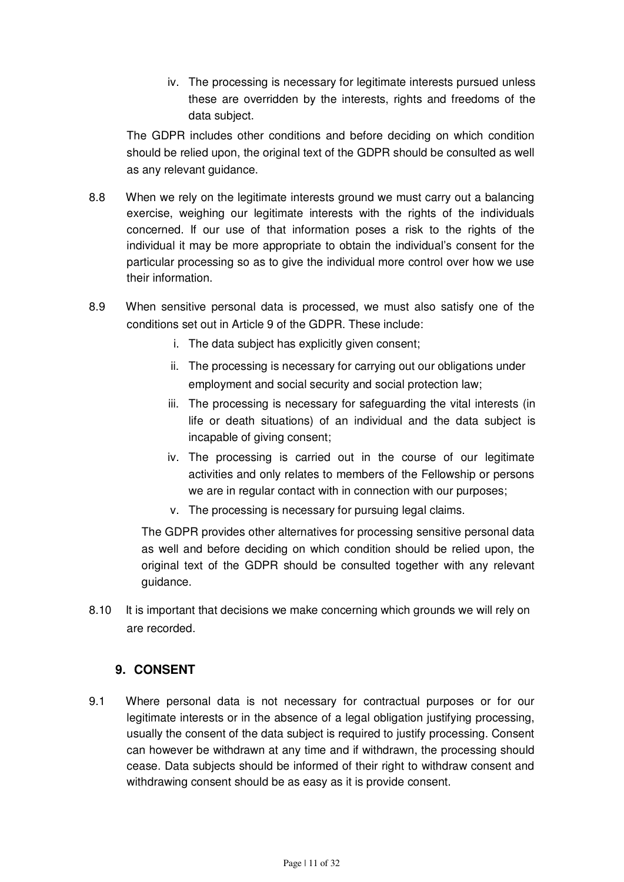iv. The processing is necessary for legitimate interests pursued unless these are overridden by the interests, rights and freedoms of the data subject.

The GDPR includes other conditions and before deciding on which condition should be relied upon, the original text of the GDPR should be consulted as well as any relevant guidance.

8.8 When we rely on the legitimate interests ground we must carry out a balancing exercise, weighing our legitimate interests with the rights of the individuals concerned. If our use of that information poses a risk to the rights of the individual it may be more appropriate to obtain the individual's consent for the particular processing so as to give the individual more control over how we use their information.

8.9 When sensitive personal data is processed, we must also satisfy one of the conditions set out in Article 9 of the GDPR. These include:

i. The data subject has explicitly given consent;

ii. The processing is necessary for carrying out our obligations under employment and social security and social protection law;

iii. The processing is necessary for safeguarding the vital interests (in life or death situations) of an individual and the data subject is incapable of giving consent;

iv. The processing is carried out in the course of our legitimate activities and only relates to members of the Fellowship or persons we are in regular contact with in connection with our purposes;

v. The processing is necessary for pursuing legal claims.

The GDPR provides other alternatives for processing sensitive personal data as well and before deciding on which condition should be relied upon, the original text of the GDPR should be consulted together with any relevant guidance.

8.10 It is important that decisions we make concerning which grounds we will rely on are recorded.

## 9. CONSENT

9.1 Where personal data is not necessary for contractual purposes or for our legitimate interests or in the absence of a legal obligation justifying processing, usually the consent of the data subject is required to justify processing. Consent can however be withdrawn at any time and if withdrawn, the processing should cease. Data subjects should be informed of their right to withdraw consent and withdrawing consent should be as easy as it is provide consent.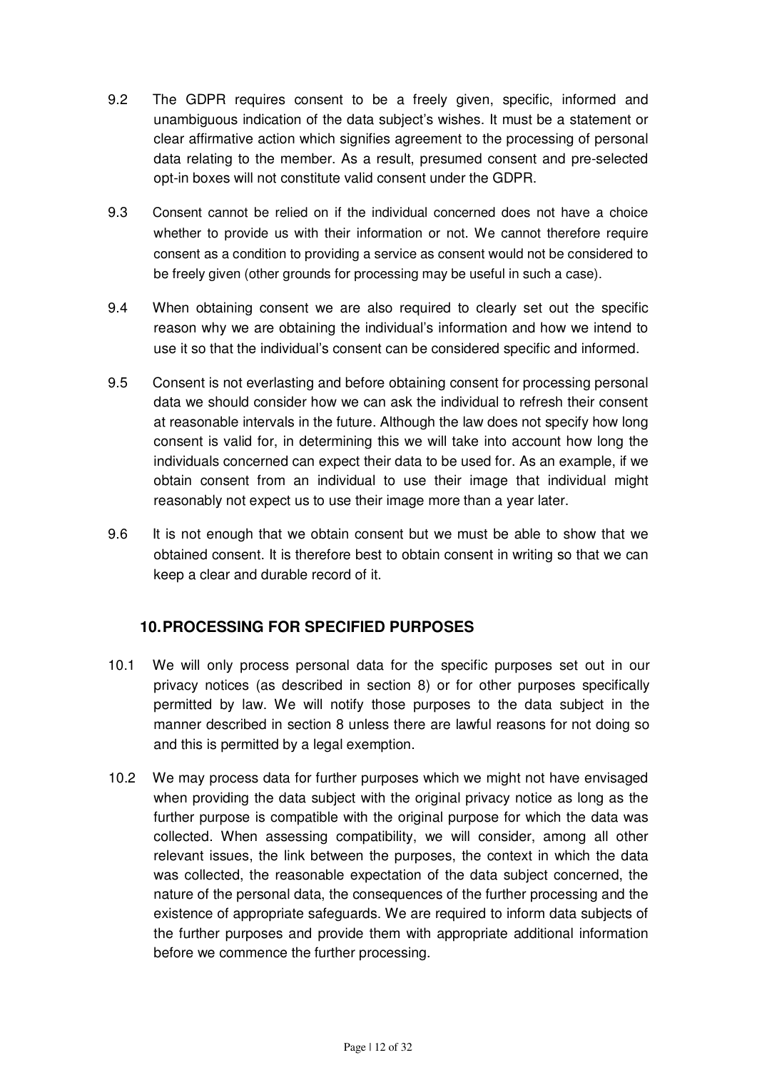9.2 The GDPR requires consent to be a freely given, specific, informed and unambiguous indication of the data subject's wishes. It must be a statement or clear affirmative action which signifies agreement to the processing of personal data relating to the member. As a result, presumed consent and pre-selected opt-in boxes will not constitute valid consent under the GDPR.

9.3 Consent cannot be relied on if the individual concerned does not have a choice whether to provide us with their information or not. We cannot therefore require consent as a condition to providing a service as consent would not be considered to be freely given (other grounds for processing may be useful in such a case).

9.4 When obtaining consent we are also required to clearly set out the specific reason why we are obtaining the individual's information and how we intend to use it so that the individual's consent can be considered specific and informed.

9.5 Consent is not everlasting and before obtaining consent for processing personal data we should consider how we can ask the individual to refresh their consent at reasonable intervals in the future. Although the law does not specify how long consent is valid for, in determining this we will take into account how long the individuals concerned can expect their data to be used for. As an example, if we obtain consent from an individual to use their image that individual might reasonably not expect us to use their image more than a year later.

9.6 It is not enough that we obtain consent but we must be able to show that we obtained consent. It is therefore best to obtain consent in writing so that we can keep a clear and durable record of it.

## 10. PROCESSING FOR SPECIFIED PURPOSES

10.1 We will only process personal data for the specific purposes set out in our privacy notices (as described in section 8) or for other purposes specifically permitted by law. We will notify those purposes to the data subject in the manner described in section 8 unless there are lawful reasons for not doing so and this is permitted by a legal exemption.

10.2 We may process data for further purposes which we might not have envisaged when providing the data subject with the original privacy notice as long as the further purpose is compatible with the original purpose for which the data was collected. When assessing compatibility, we will consider, among all other relevant issues, the link between the purposes, the context in which the data was collected, the reasonable expectation of the data subject concerned, the nature of the personal data, the consequences of the further processing and the existence of appropriate safeguards. We are required to inform data subjects of the further purposes and provide them with appropriate additional information before we commence the further processing.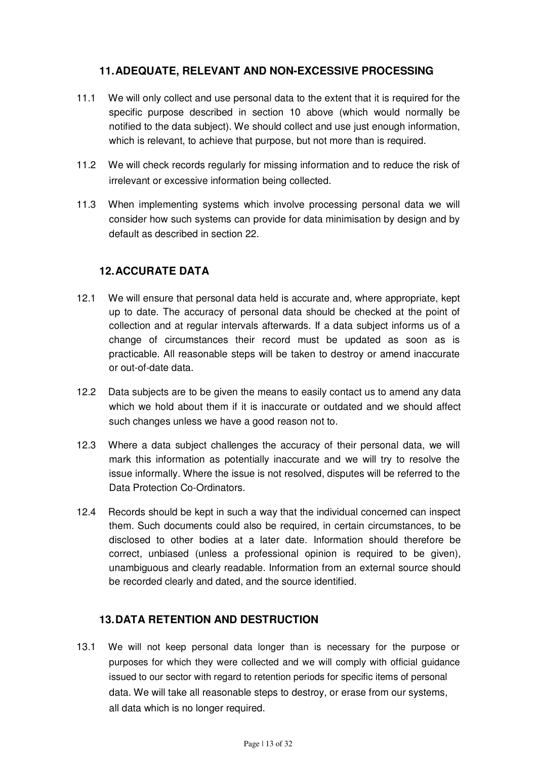## 11. ADEQUATE, RELEVANT AND NON-EXCESSIVE PROCESSING

11.1 We will only collect and use personal data to the extent that it is required for the specific purpose described in section 10 above (which would normally be notified to the data subject). We should collect and use just enough information, which is relevant, to achieve that purpose, but not more than is required.

11.2 We will check records regularly for missing information and to reduce the risk of irrelevant or excessive information being collected.

11.3 When implementing systems which involve processing personal data we will consider how such systems can provide for data minimisation by design and by default as described in section 22.

## 12. ACCURATE DATA

12.1 We will ensure that personal data held is accurate and, where appropriate, kept up to date. The accuracy of personal data should be checked at the point of collection and at regular intervals afterwards. If a data subject informs us of a change of circumstances their record must be updated as soon as is practicable. All reasonable steps will be taken to destroy or amend inaccurate or out-of-date data.

12.2 Data subjects are to be given the means to easily contact us to amend any data which we hold about them if it is inaccurate or outdated and we should affect such changes unless we have a good reason not to.

12.3 Where a data subject challenges the accuracy of their personal data, we will mark this information as potentially inaccurate and we will try to resolve the issue informally. Where the issue is not resolved, disputes will be referred to the Data Protection Co-Ordinators.

12.4 Records should be kept in such a way that the individual concerned can inspect them. Such documents could also be required, in certain circumstances, to be disclosed to other bodies at a later date. Information should therefore be correct, unbiased (unless a professional opinion is required to be given), unambiguous and clearly readable. Information from an external source should be recorded clearly and dated, and the source identified.

## 13. DATA RETENTION AND DESTRUCTION

13.1 We will not keep personal data longer than is necessary for the purpose or purposes for which they were collected and we will comply with official guidance issued to our sector with regard to retention periods for specific items of personal data. We will take all reasonable steps to destroy, or erase from our systems, all data which is no longer required.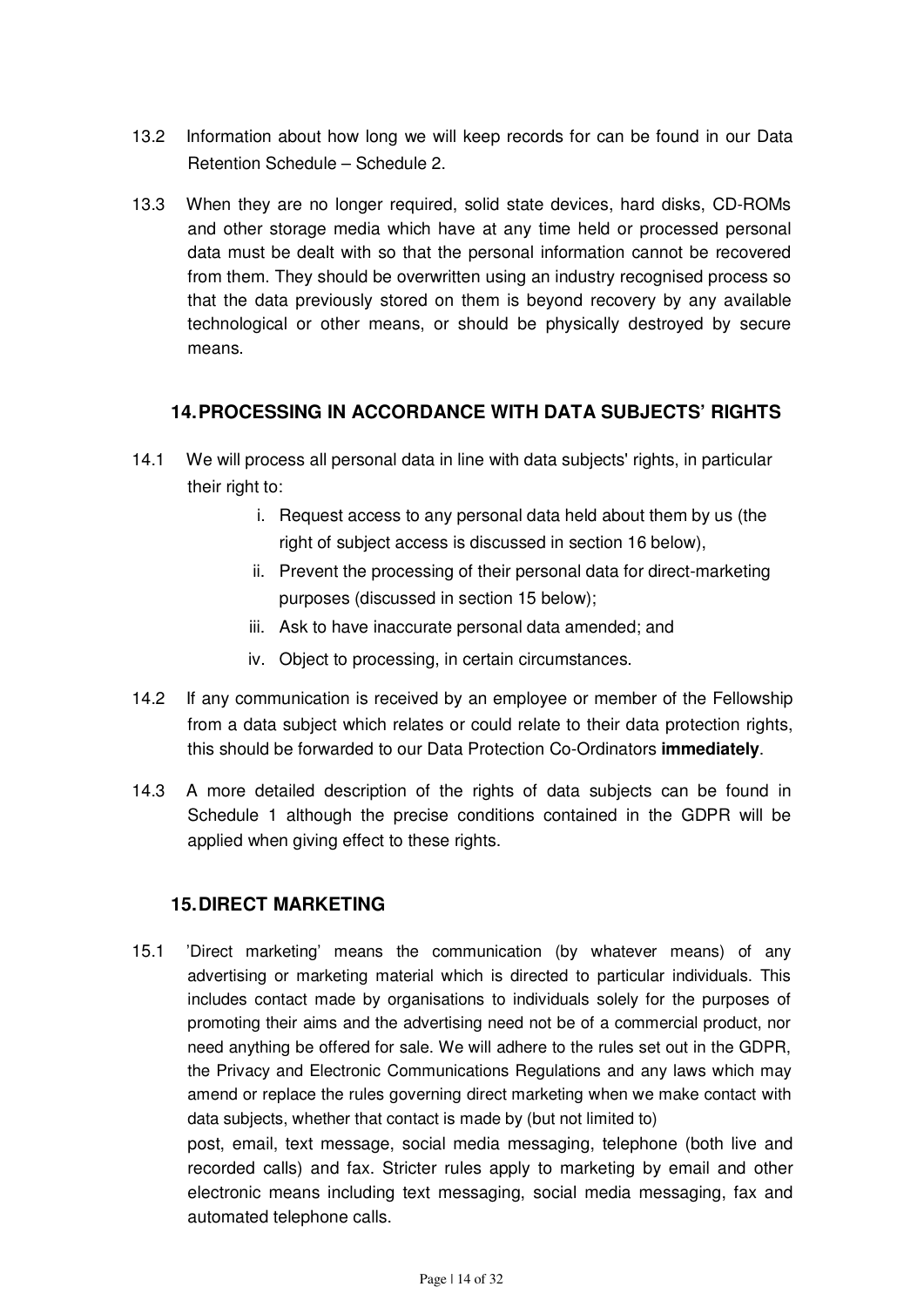13.2 Information about how long we will keep records for can be found in our Data Retention Schedule – Schedule 2.

13.3 When they are no longer required, solid state devices, hard disks, CD-ROMs and other storage media which have at any time held or processed personal data must be dealt with so that the personal information cannot be recovered from them. They should be overwritten using an industry recognised process so that the data previously stored on them is beyond recovery by any available technological or other means, or should be physically destroyed by secure means.

## 14. PROCESSING IN ACCORDANCE WITH DATA SUBJECTS' RIGHTS

14.1 We will process all personal data in line with data subjects' rights, in particular their right to:

i. Request access to any personal data held about them by us (the right of subject access is discussed in section 16 below),
ii. Prevent the processing of their personal data for direct-marketing purposes (discussed in section 15 below);
iii. Ask to have inaccurate personal data amended; and
iv. Object to processing, in certain circumstances.

14.2 If any communication is received by an employee or member of the Fellowship from a data subject which relates or could relate to their data protection rights, this should be forwarded to our Data Protection Co-Ordinators **immediately**.

14.3 A more detailed description of the rights of data subjects can be found in Schedule 1 although the precise conditions contained in the GDPR will be applied when giving effect to these rights.

## 15. DIRECT MARKETING

15.1 'Direct marketing' means the communication (by whatever means) of any advertising or marketing material which is directed to particular individuals. This includes contact made by organisations to individuals solely for the purposes of promoting their aims and the advertising need not be of a commercial product, nor need anything be offered for sale. We will adhere to the rules set out in the GDPR, the Privacy and Electronic Communications Regulations and any laws which may amend or replace the rules governing direct marketing when we make contact with data subjects, whether that contact is made by (but not limited to) post, email, text message, social media messaging, telephone (both live and recorded calls) and fax. Stricter rules apply to marketing by email and other electronic means including text messaging, social media messaging, fax and automated telephone calls.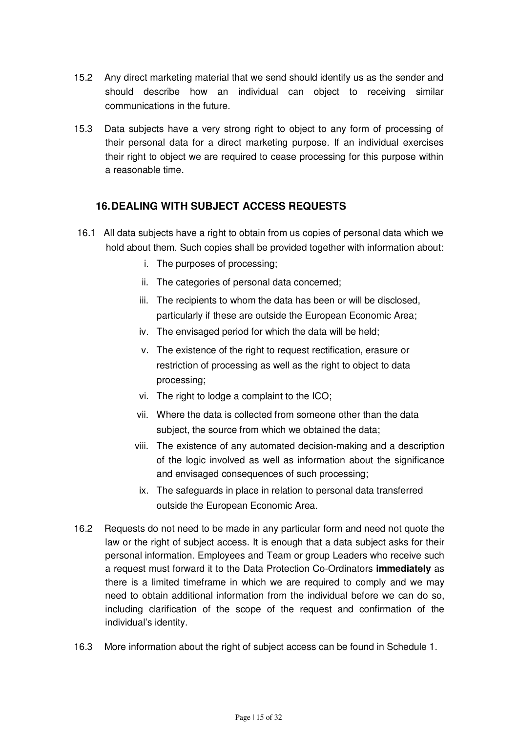15.2 Any direct marketing material that we send should identify us as the sender and should describe how an individual can object to receiving similar communications in the future.

15.3 Data subjects have a very strong right to object to any form of processing of their personal data for a direct marketing purpose. If an individual exercises their right to object we are required to cease processing for this purpose within a reasonable time.

## 16. DEALING WITH SUBJECT ACCESS REQUESTS

16.1 All data subjects have a right to obtain from us copies of personal data which we hold about them. Such copies shall be provided together with information about:

i. The purposes of processing;

ii. The categories of personal data concerned;

iii. The recipients to whom the data has been or will be disclosed, particularly if these are outside the European Economic Area;

iv. The envisaged period for which the data will be held;

v. The existence of the right to request rectification, erasure or restriction of processing as well as the right to object to data processing;

vi. The right to lodge a complaint to the ICO;

vii. Where the data is collected from someone other than the data subject, the source from which we obtained the data;

viii. The existence of any automated decision-making and a description of the logic involved as well as information about the significance and envisaged consequences of such processing;

ix. The safeguards in place in relation to personal data transferred outside the European Economic Area.

16.2 Requests do not need to be made in any particular form and need not quote the law or the right of subject access. It is enough that a data subject asks for their personal information. Employees and Team or group Leaders who receive such a request must forward it to the Data Protection Co-Ordinators **immediately** as there is a limited timeframe in which we are required to comply and we may need to obtain additional information from the individual before we can do so, including clarification of the scope of the request and confirmation of the individual's identity.

16.3 More information about the right of subject access can be found in Schedule 1.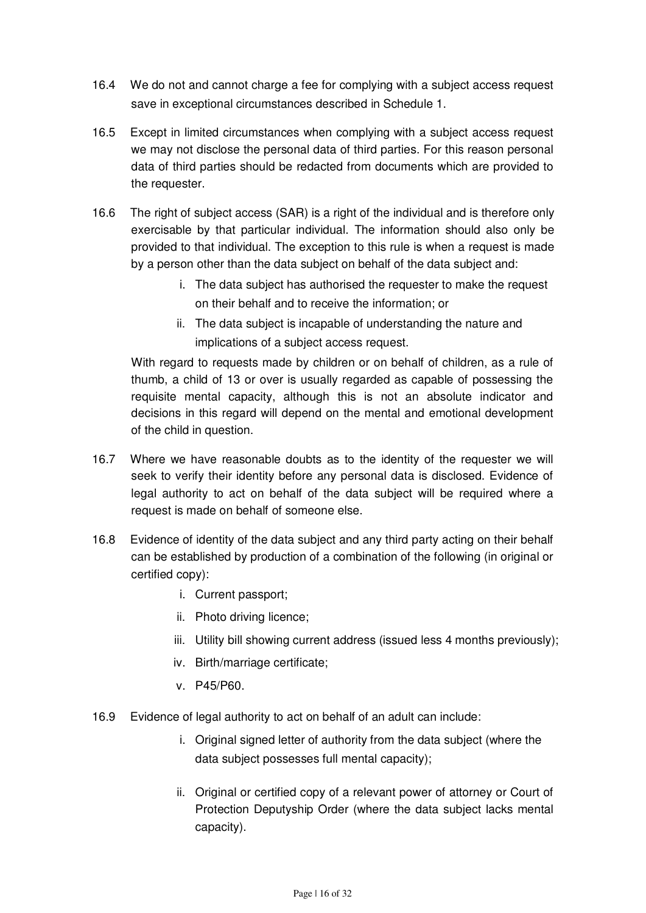16.4 We do not and cannot charge a fee for complying with a subject access request save in exceptional circumstances described in Schedule 1.

16.5 Except in limited circumstances when complying with a subject access request we may not disclose the personal data of third parties. For this reason personal data of third parties should be redacted from documents which are provided to the requester.

16.6 The right of subject access (SAR) is a right of the individual and is therefore only exercisable by that particular individual. The information should also only be provided to that individual. The exception to this rule is when a request is made by a person other than the data subject on behalf of the data subject and:

i. The data subject has authorised the requester to make the request on their behalf and to receive the information; or
ii. The data subject is incapable of understanding the nature and implications of a subject access request.

With regard to requests made by children or on behalf of children, as a rule of thumb, a child of 13 or over is usually regarded as capable of possessing the requisite mental capacity, although this is not an absolute indicator and decisions in this regard will depend on the mental and emotional development of the child in question.

16.7 Where we have reasonable doubts as to the identity of the requester we will seek to verify their identity before any personal data is disclosed. Evidence of legal authority to act on behalf of the data subject will be required where a request is made on behalf of someone else.

16.8 Evidence of identity of the data subject and any third party acting on their behalf can be established by production of a combination of the following (in original or certified copy):

i. Current passport;
ii. Photo driving licence;
iii. Utility bill showing current address (issued less 4 months previously);
iv. Birth/marriage certificate;
v. P45/P60.

16.9 Evidence of legal authority to act on behalf of an adult can include:

i. Original signed letter of authority from the data subject (where the data subject possesses full mental capacity);

ii. Original or certified copy of a relevant power of attorney or Court of Protection Deputyship Order (where the data subject lacks mental capacity).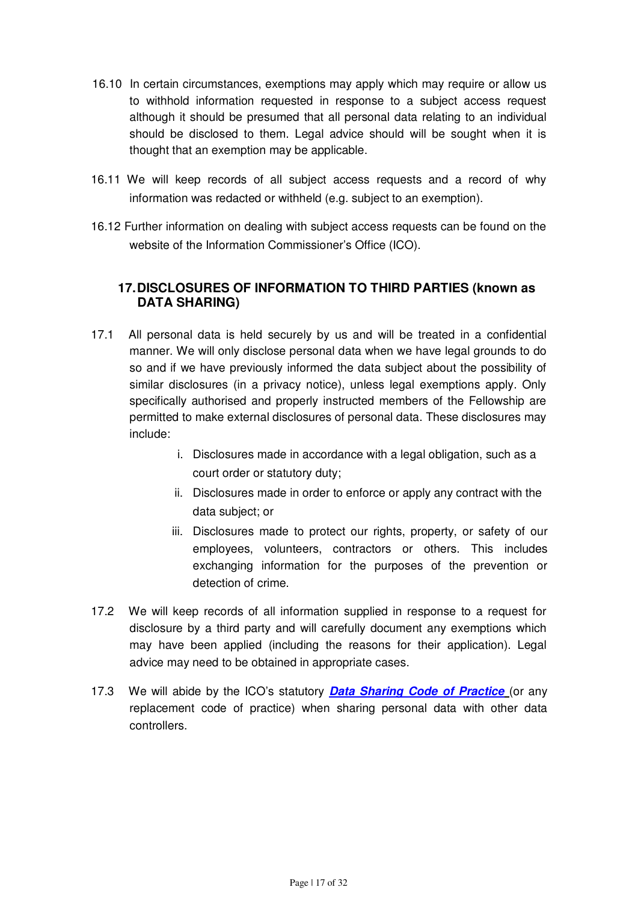16.10 In certain circumstances, exemptions may apply which may require or allow us to withhold information requested in response to a subject access request although it should be presumed that all personal data relating to an individual should be disclosed to them. Legal advice should will be sought when it is thought that an exemption may be applicable.

16.11 We will keep records of all subject access requests and a record of why information was redacted or withheld (e.g. subject to an exemption).

16.12 Further information on dealing with subject access requests can be found on the website of the Information Commissioner's Office (ICO).

## 17. DISCLOSURES OF INFORMATION TO THIRD PARTIES (known as DATA SHARING)

17.1 All personal data is held securely by us and will be treated in a confidential manner. We will only disclose personal data when we have legal grounds to do so and if we have previously informed the data subject about the possibility of similar disclosures (in a privacy notice), unless legal exemptions apply. Only specifically authorised and properly instructed members of the Fellowship are permitted to make external disclosures of personal data. These disclosures may include:

i. Disclosures made in accordance with a legal obligation, such as a court order or statutory duty;

ii. Disclosures made in order to enforce or apply any contract with the data subject; or

iii. Disclosures made to protect our rights, property, or safety of our employees, volunteers, contractors or others. This includes exchanging information for the purposes of the prevention or detection of crime.

17.2 We will keep records of all information supplied in response to a request for disclosure by a third party and will carefully document any exemptions which may have been applied (including the reasons for their application). Legal advice may need to be obtained in appropriate cases.

17.3 We will abide by the ICO's statutory ***Data Sharing Code of Practice*** (or any replacement code of practice) when sharing personal data with other data controllers.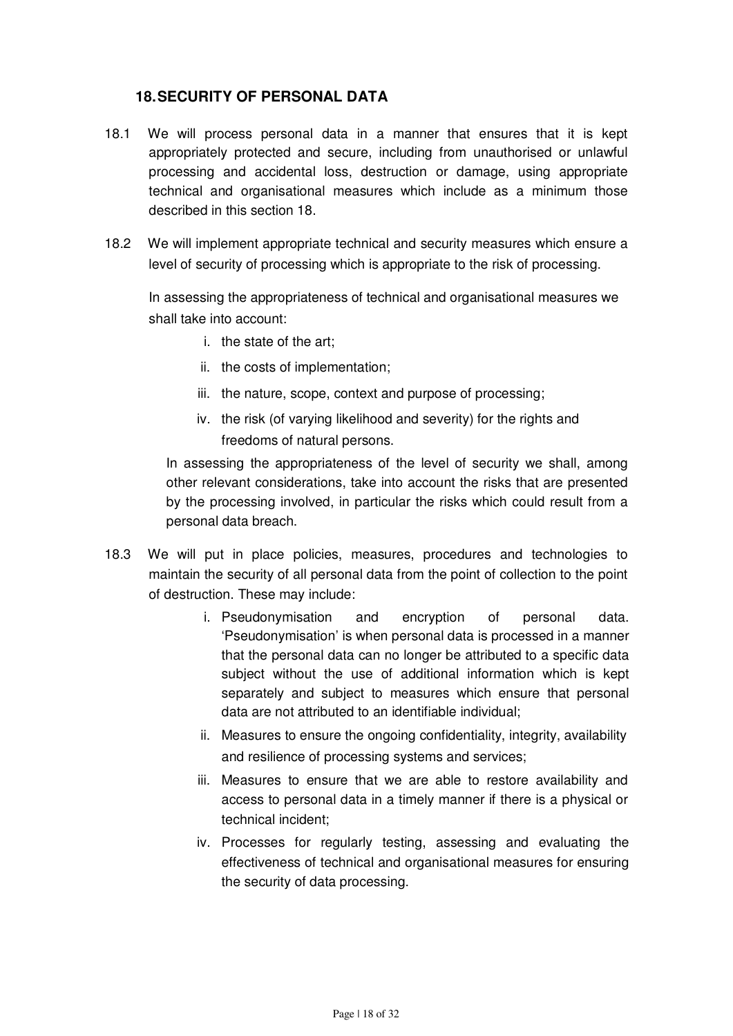## 18. SECURITY OF PERSONAL DATA

18.1 We will process personal data in a manner that ensures that it is kept appropriately protected and secure, including from unauthorised or unlawful processing and accidental loss, destruction or damage, using appropriate technical and organisational measures which include as a minimum those described in this section 18.

18.2 We will implement appropriate technical and security measures which ensure a level of security of processing which is appropriate to the risk of processing.

In assessing the appropriateness of technical and organisational measures we shall take into account:

i. the state of the art;
ii. the costs of implementation;
iii. the nature, scope, context and purpose of processing;
iv. the risk (of varying likelihood and severity) for the rights and freedoms of natural persons.

In assessing the appropriateness of the level of security we shall, among other relevant considerations, take into account the risks that are presented by the processing involved, in particular the risks which could result from a personal data breach.

18.3 We will put in place policies, measures, procedures and technologies to maintain the security of all personal data from the point of collection to the point of destruction. These may include:

i. Pseudonymisation and encryption of personal data. 'Pseudonymisation' is when personal data is processed in a manner that the personal data can no longer be attributed to a specific data subject without the use of additional information which is kept separately and subject to measures which ensure that personal data are not attributed to an identifiable individual;
ii. Measures to ensure the ongoing confidentiality, integrity, availability and resilience of processing systems and services;
iii. Measures to ensure that we are able to restore availability and access to personal data in a timely manner if there is a physical or technical incident;
iv. Processes for regularly testing, assessing and evaluating the effectiveness of technical and organisational measures for ensuring the security of data processing.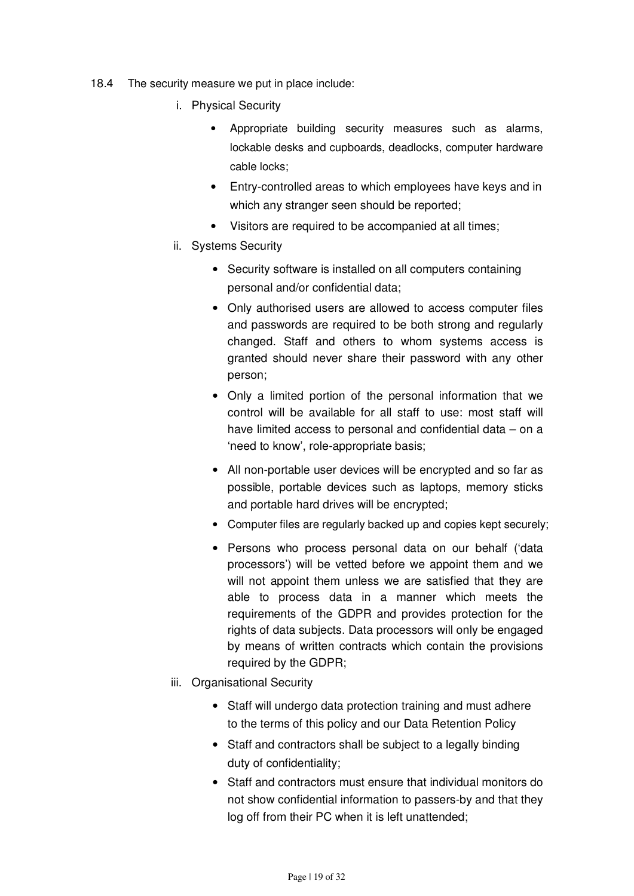18.4 The security measure we put in place include:

i. Physical Security

- Appropriate building security measures such as alarms, lockable desks and cupboards, deadlocks, computer hardware cable locks;
- Entry-controlled areas to which employees have keys and in which any stranger seen should be reported;
- Visitors are required to be accompanied at all times;

ii. Systems Security

- Security software is installed on all computers containing personal and/or confidential data;
- Only authorised users are allowed to access computer files and passwords are required to be both strong and regularly changed. Staff and others to whom systems access is granted should never share their password with any other person;
- Only a limited portion of the personal information that we control will be available for all staff to use: most staff will have limited access to personal and confidential data – on a 'need to know', role-appropriate basis;
- All non-portable user devices will be encrypted and so far as possible, portable devices such as laptops, memory sticks and portable hard drives will be encrypted;
- Computer files are regularly backed up and copies kept securely;
- Persons who process personal data on our behalf ('data processors') will be vetted before we appoint them and we will not appoint them unless we are satisfied that they are able to process data in a manner which meets the requirements of the GDPR and provides protection for the rights of data subjects. Data processors will only be engaged by means of written contracts which contain the provisions required by the GDPR;

iii. Organisational Security

- Staff will undergo data protection training and must adhere to the terms of this policy and our Data Retention Policy
- Staff and contractors shall be subject to a legally binding duty of confidentiality;
- Staff and contractors must ensure that individual monitors do not show confidential information to passers-by and that they log off from their PC when it is left unattended;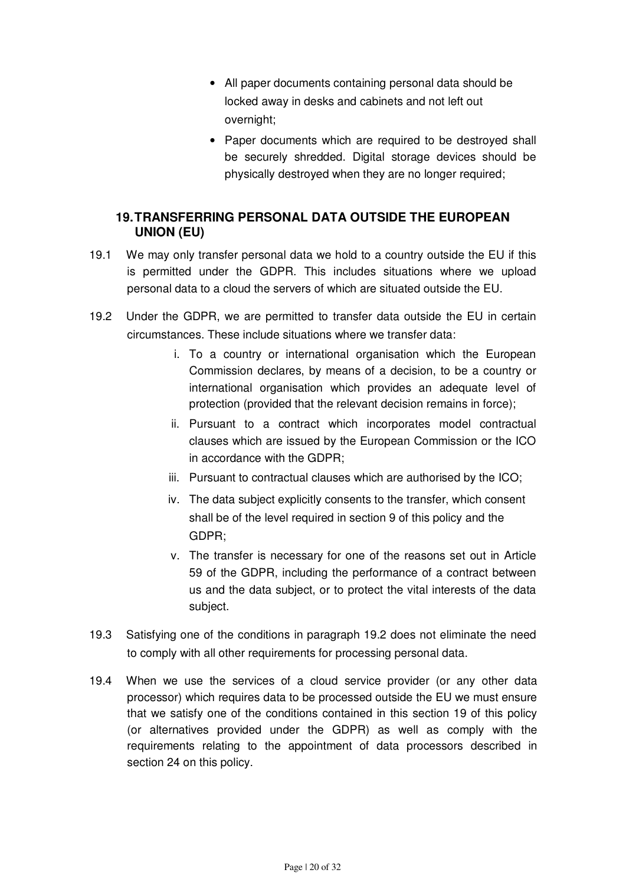- All paper documents containing personal data should be locked away in desks and cabinets and not left out overnight;
- Paper documents which are required to be destroyed shall be securely shredded. Digital storage devices should be physically destroyed when they are no longer required;

## 19. TRANSFERRING PERSONAL DATA OUTSIDE THE EUROPEAN UNION (EU)

19.1 We may only transfer personal data we hold to a country outside the EU if this is permitted under the GDPR. This includes situations where we upload personal data to a cloud the servers of which are situated outside the EU.

19.2 Under the GDPR, we are permitted to transfer data outside the EU in certain circumstances. These include situations where we transfer data:

i. To a country or international organisation which the European Commission declares, by means of a decision, to be a country or international organisation which provides an adequate level of protection (provided that the relevant decision remains in force);

ii. Pursuant to a contract which incorporates model contractual clauses which are issued by the European Commission or the ICO in accordance with the GDPR;

iii. Pursuant to contractual clauses which are authorised by the ICO;

iv. The data subject explicitly consents to the transfer, which consent shall be of the level required in section 9 of this policy and the GDPR;

v. The transfer is necessary for one of the reasons set out in Article 59 of the GDPR, including the performance of a contract between us and the data subject, or to protect the vital interests of the data subject.

19.3 Satisfying one of the conditions in paragraph 19.2 does not eliminate the need to comply with all other requirements for processing personal data.

19.4 When we use the services of a cloud service provider (or any other data processor) which requires data to be processed outside the EU we must ensure that we satisfy one of the conditions contained in this section 19 of this policy (or alternatives provided under the GDPR) as well as comply with the requirements relating to the appointment of data processors described in section 24 on this policy.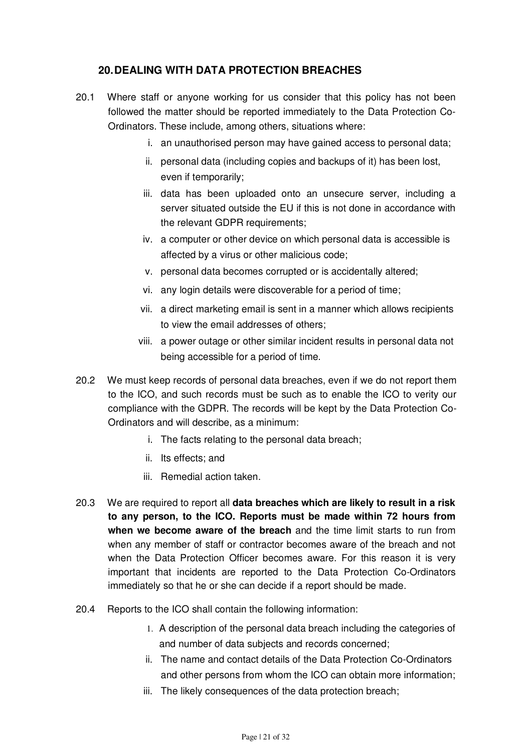## 20. DEALING WITH DATA PROTECTION BREACHES

20.1 Where staff or anyone working for us consider that this policy has not been followed the matter should be reported immediately to the Data Protection Co-Ordinators. These include, among others, situations where:

i. an unauthorised person may have gained access to personal data;
ii. personal data (including copies and backups of it) has been lost, even if temporarily;
iii. data has been uploaded onto an unsecure server, including a server situated outside the EU if this is not done in accordance with the relevant GDPR requirements;
iv. a computer or other device on which personal data is accessible is affected by a virus or other malicious code;
v. personal data becomes corrupted or is accidentally altered;
vi. any login details were discoverable for a period of time;
vii. a direct marketing email is sent in a manner which allows recipients to view the email addresses of others;
viii. a power outage or other similar incident results in personal data not being accessible for a period of time.

20.2 We must keep records of personal data breaches, even if we do not report them to the ICO, and such records must be such as to enable the ICO to verity our compliance with the GDPR. The records will be kept by the Data Protection Co-Ordinators and will describe, as a minimum:

i. The facts relating to the personal data breach;
ii. Its effects; and
iii. Remedial action taken.

20.3 We are required to report all **data breaches which are likely to result in a risk to any person, to the ICO. Reports must be made within 72 hours from when we become aware of the breach** and the time limit starts to run from when any member of staff or contractor becomes aware of the breach and not when the Data Protection Officer becomes aware. For this reason it is very important that incidents are reported to the Data Protection Co-Ordinators immediately so that he or she can decide if a report should be made.

20.4 Reports to the ICO shall contain the following information:

1. A description of the personal data breach including the categories of and number of data subjects and records concerned;

ii. The name and contact details of the Data Protection Co-Ordinators and other persons from whom the ICO can obtain more information;
iii. The likely consequences of the data protection breach;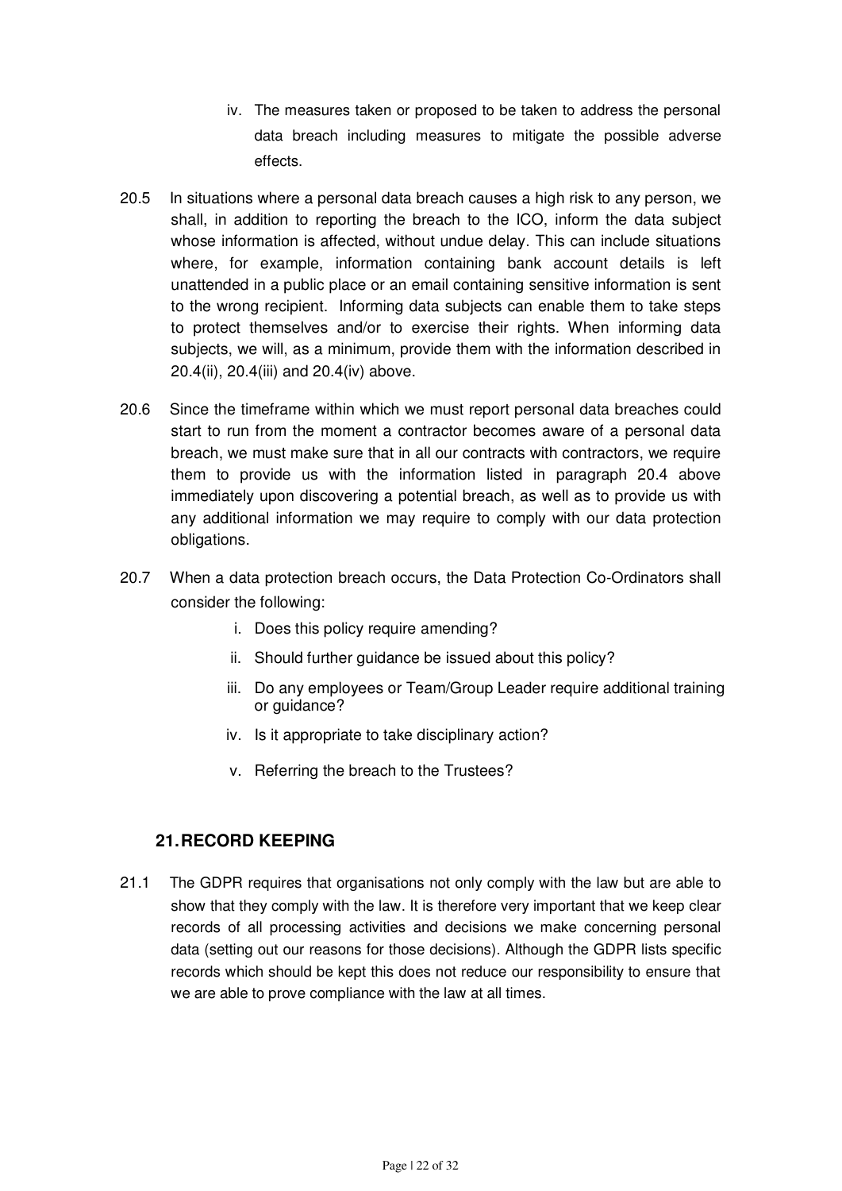iv. The measures taken or proposed to be taken to address the personal data breach including measures to mitigate the possible adverse effects.

20.5 In situations where a personal data breach causes a high risk to any person, we shall, in addition to reporting the breach to the ICO, inform the data subject whose information is affected, without undue delay. This can include situations where, for example, information containing bank account details is left unattended in a public place or an email containing sensitive information is sent to the wrong recipient. Informing data subjects can enable them to take steps to protect themselves and/or to exercise their rights. When informing data subjects, we will, as a minimum, provide them with the information described in 20.4(ii), 20.4(iii) and 20.4(iv) above.

20.6 Since the timeframe within which we must report personal data breaches could start to run from the moment a contractor becomes aware of a personal data breach, we must make sure that in all our contracts with contractors, we require them to provide us with the information listed in paragraph 20.4 above immediately upon discovering a potential breach, as well as to provide us with any additional information we may require to comply with our data protection obligations.

20.7 When a data protection breach occurs, the Data Protection Co-Ordinators shall consider the following:

i. Does this policy require amending?
ii. Should further guidance be issued about this policy?
iii. Do any employees or Team/Group Leader require additional training or guidance?
iv. Is it appropriate to take disciplinary action?
v. Referring the breach to the Trustees?

## 21. RECORD KEEPING

21.1 The GDPR requires that organisations not only comply with the law but are able to show that they comply with the law. It is therefore very important that we keep clear records of all processing activities and decisions we make concerning personal data (setting out our reasons for those decisions). Although the GDPR lists specific records which should be kept this does not reduce our responsibility to ensure that we are able to prove compliance with the law at all times.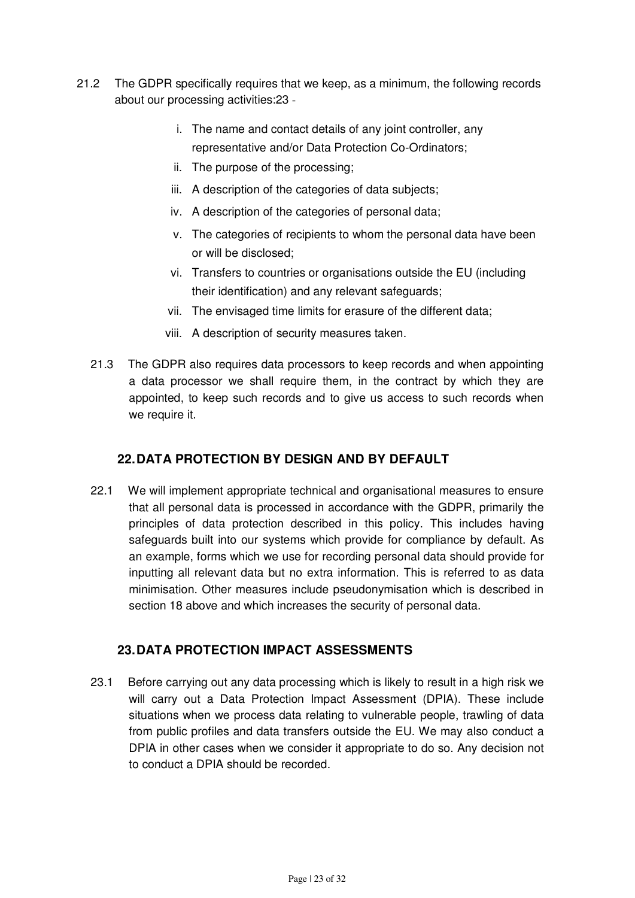21.2 The GDPR specifically requires that we keep, as a minimum, the following records about our processing activities:23 -

i. The name and contact details of any joint controller, any representative and/or Data Protection Co-Ordinators;
ii. The purpose of the processing;
iii. A description of the categories of data subjects;
iv. A description of the categories of personal data;
v. The categories of recipients to whom the personal data have been or will be disclosed;
vi. Transfers to countries or organisations outside the EU (including their identification) and any relevant safeguards;
vii. The envisaged time limits for erasure of the different data;
viii. A description of security measures taken.

21.3 The GDPR also requires data processors to keep records and when appointing a data processor we shall require them, in the contract by which they are appointed, to keep such records and to give us access to such records when we require it.

## 22. DATA PROTECTION BY DESIGN AND BY DEFAULT

22.1 We will implement appropriate technical and organisational measures to ensure that all personal data is processed in accordance with the GDPR, primarily the principles of data protection described in this policy. This includes having safeguards built into our systems which provide for compliance by default. As an example, forms which we use for recording personal data should provide for inputting all relevant data but no extra information. This is referred to as data minimisation. Other measures include pseudonymisation which is described in section 18 above and which increases the security of personal data.

## 23. DATA PROTECTION IMPACT ASSESSMENTS

23.1 Before carrying out any data processing which is likely to result in a high risk we will carry out a Data Protection Impact Assessment (DPIA). These include situations when we process data relating to vulnerable people, trawling of data from public profiles and data transfers outside the EU. We may also conduct a DPIA in other cases when we consider it appropriate to do so. Any decision not to conduct a DPIA should be recorded.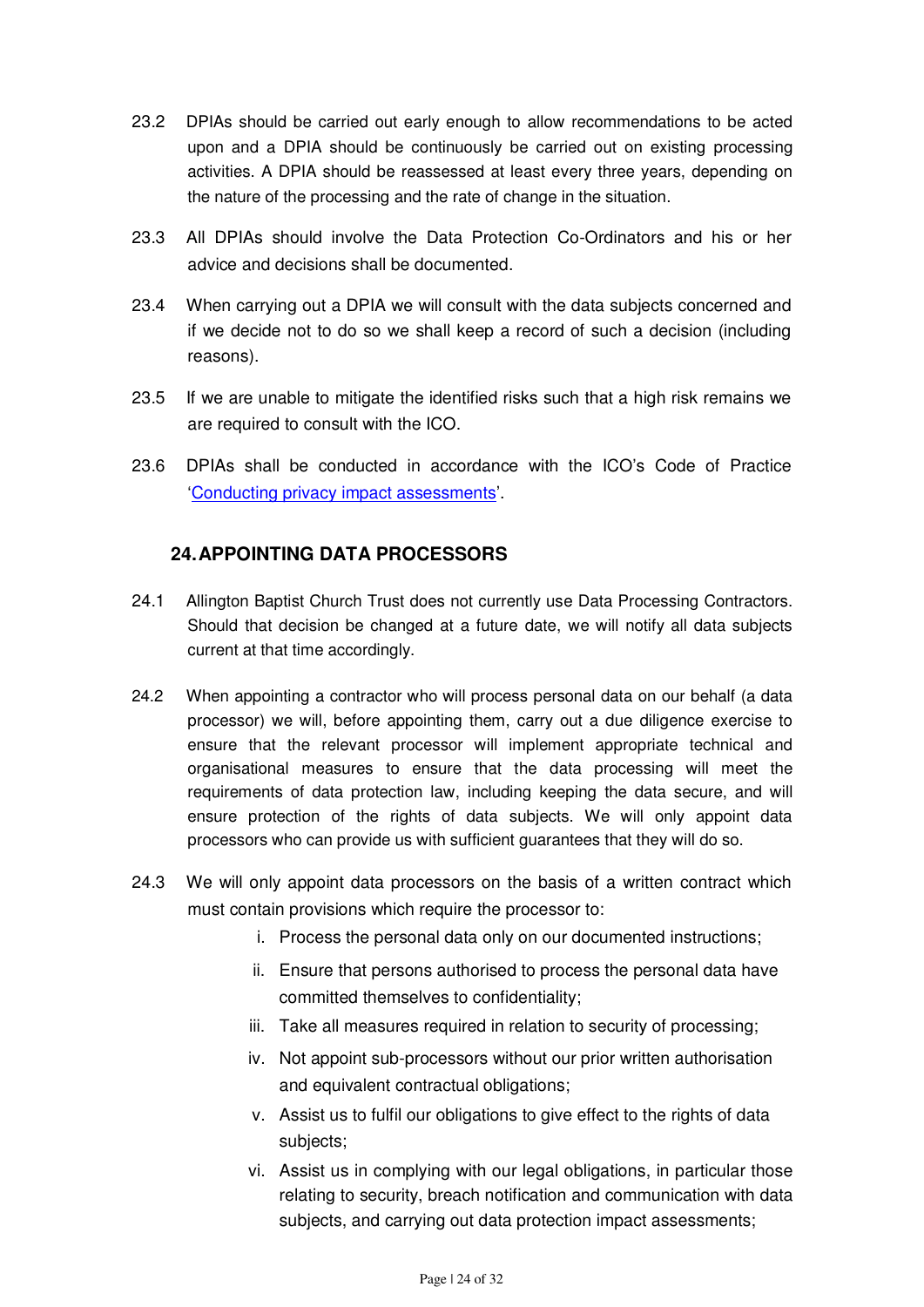23.2 DPIAs should be carried out early enough to allow recommendations to be acted upon and a DPIA should be continuously be carried out on existing processing activities. A DPIA should be reassessed at least every three years, depending on the nature of the processing and the rate of change in the situation.

23.3 All DPIAs should involve the Data Protection Co-Ordinators and his or her advice and decisions shall be documented.

23.4 When carrying out a DPIA we will consult with the data subjects concerned and if we decide not to do so we shall keep a record of such a decision (including reasons).

23.5 If we are unable to mitigate the identified risks such that a high risk remains we are required to consult with the ICO.

23.6 DPIAs shall be conducted in accordance with the ICO's Code of Practice 'Conducting privacy impact assessments'.

## 24. APPOINTING DATA PROCESSORS

24.1 Allington Baptist Church Trust does not currently use Data Processing Contractors. Should that decision be changed at a future date, we will notify all data subjects current at that time accordingly.

24.2 When appointing a contractor who will process personal data on our behalf (a data processor) we will, before appointing them, carry out a due diligence exercise to ensure that the relevant processor will implement appropriate technical and organisational measures to ensure that the data processing will meet the requirements of data protection law, including keeping the data secure, and will ensure protection of the rights of data subjects. We will only appoint data processors who can provide us with sufficient guarantees that they will do so.

24.3 We will only appoint data processors on the basis of a written contract which must contain provisions which require the processor to:

i. Process the personal data only on our documented instructions;
ii. Ensure that persons authorised to process the personal data have committed themselves to confidentiality;
iii. Take all measures required in relation to security of processing;
iv. Not appoint sub-processors without our prior written authorisation and equivalent contractual obligations;
v. Assist us to fulfil our obligations to give effect to the rights of data subjects;
vi. Assist us in complying with our legal obligations, in particular those relating to security, breach notification and communication with data subjects, and carrying out data protection impact assessments;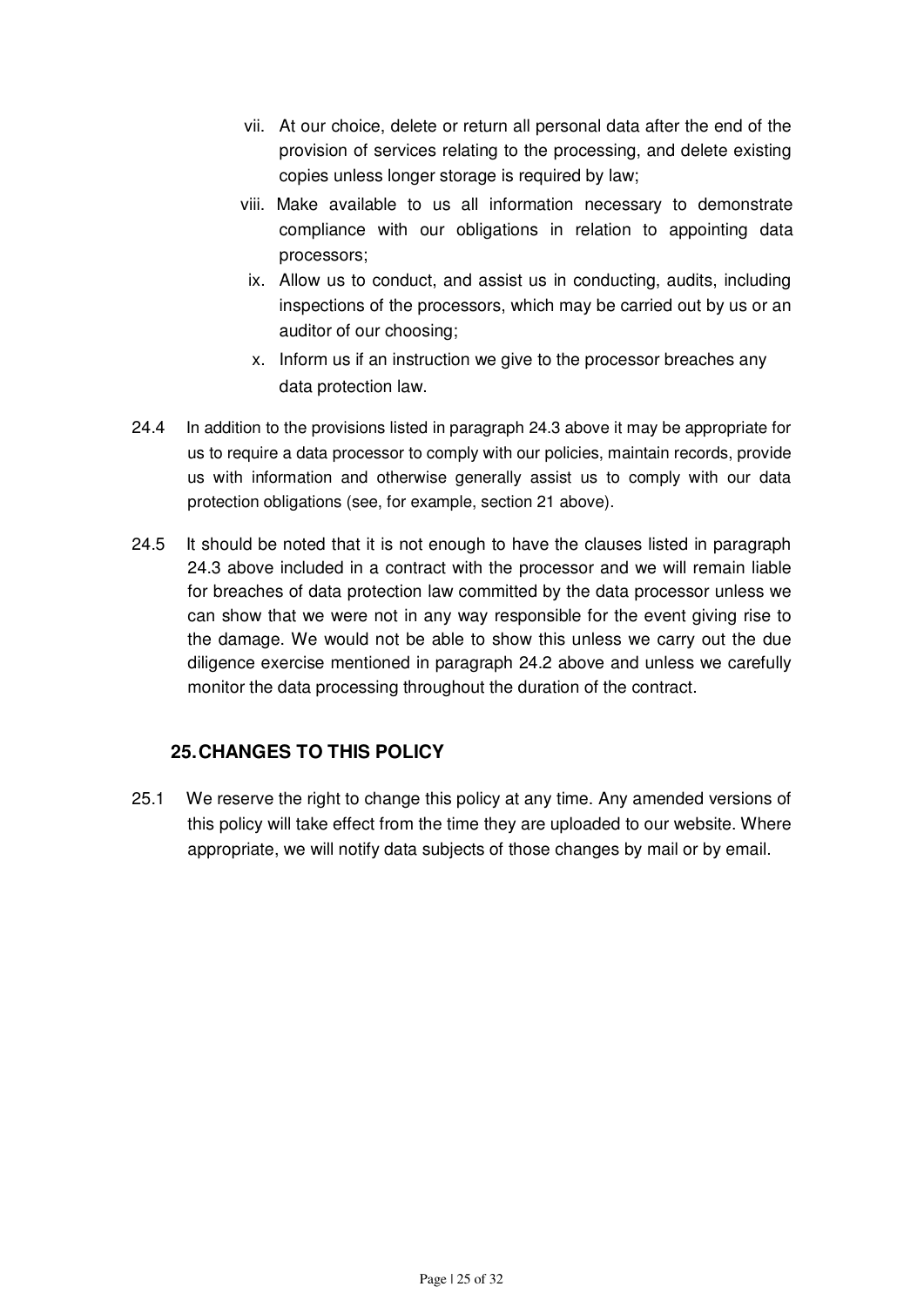vii. At our choice, delete or return all personal data after the end of the provision of services relating to the processing, and delete existing copies unless longer storage is required by law;

viii. Make available to us all information necessary to demonstrate compliance with our obligations in relation to appointing data processors;

ix. Allow us to conduct, and assist us in conducting, audits, including inspections of the processors, which may be carried out by us or an auditor of our choosing;

x. Inform us if an instruction we give to the processor breaches any data protection law.

24.4 In addition to the provisions listed in paragraph 24.3 above it may be appropriate for us to require a data processor to comply with our policies, maintain records, provide us with information and otherwise generally assist us to comply with our data protection obligations (see, for example, section 21 above).

24.5 It should be noted that it is not enough to have the clauses listed in paragraph 24.3 above included in a contract with the processor and we will remain liable for breaches of data protection law committed by the data processor unless we can show that we were not in any way responsible for the event giving rise to the damage. We would not be able to show this unless we carry out the due diligence exercise mentioned in paragraph 24.2 above and unless we carefully monitor the data processing throughout the duration of the contract.

## 25. CHANGES TO THIS POLICY

25.1 We reserve the right to change this policy at any time. Any amended versions of this policy will take effect from the time they are uploaded to our website. Where appropriate, we will notify data subjects of those changes by mail or by email.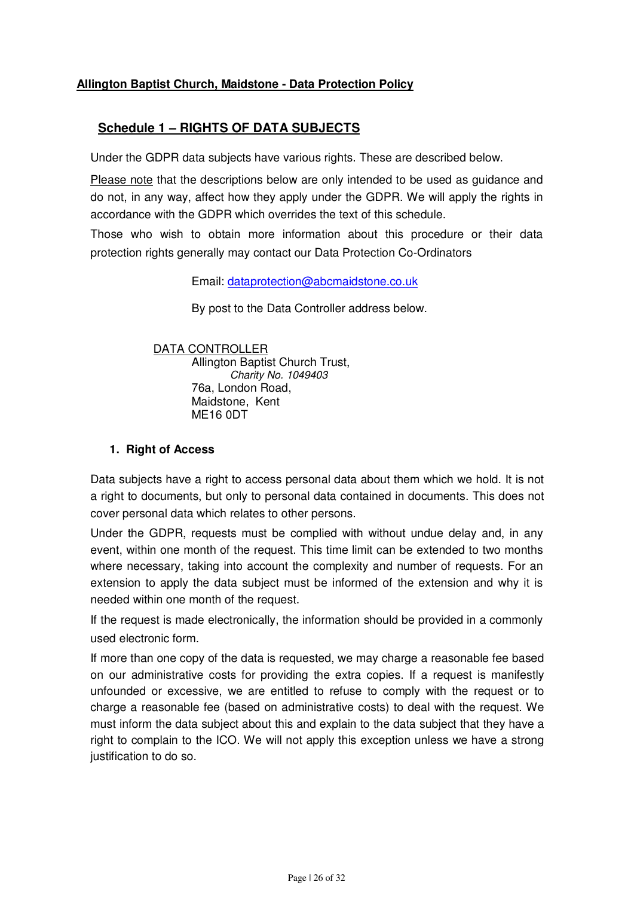**Allington Baptist Church, Maidstone - Data Protection Policy**

## Schedule 1 – RIGHTS OF DATA SUBJECTS

Under the GDPR data subjects have various rights. These are described below.

Please note that the descriptions below are only intended to be used as guidance and do not, in any way, affect how they apply under the GDPR. We will apply the rights in accordance with the GDPR which overrides the text of this schedule.

Those who wish to obtain more information about this procedure or their data protection rights generally may contact our Data Protection Co-Ordinators

Email: dataprotection@abcmaidstone.co.uk

By post to the Data Controller address below.

DATA CONTROLLER
Allington Baptist Church Trust,
*Charity No. 1049403*
76a, London Road,
Maidstone, Kent
ME16 0DT

### 1. Right of Access

Data subjects have a right to access personal data about them which we hold. It is not a right to documents, but only to personal data contained in documents. This does not cover personal data which relates to other persons.

Under the GDPR, requests must be complied with without undue delay and, in any event, within one month of the request. This time limit can be extended to two months where necessary, taking into account the complexity and number of requests. For an extension to apply the data subject must be informed of the extension and why it is needed within one month of the request.

If the request is made electronically, the information should be provided in a commonly used electronic form.

If more than one copy of the data is requested, we may charge a reasonable fee based on our administrative costs for providing the extra copies. If a request is manifestly unfounded or excessive, we are entitled to refuse to comply with the request or to charge a reasonable fee (based on administrative costs) to deal with the request. We must inform the data subject about this and explain to the data subject that they have a right to complain to the ICO. We will not apply this exception unless we have a strong justification to do so.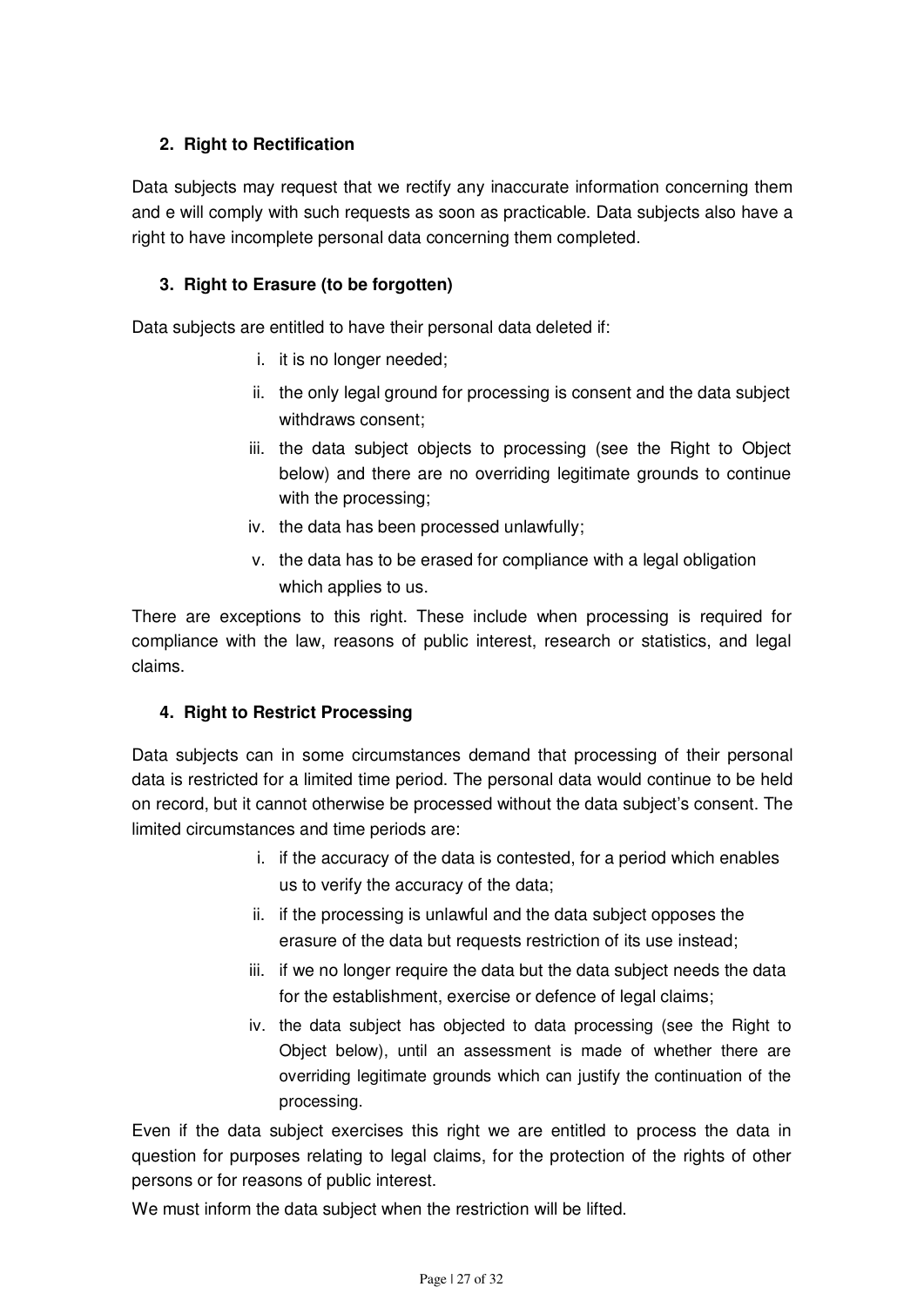### 2. Right to Rectification

Data subjects may request that we rectify any inaccurate information concerning them and e will comply with such requests as soon as practicable. Data subjects also have a right to have incomplete personal data concerning them completed.

### 3. Right to Erasure (to be forgotten)

Data subjects are entitled to have their personal data deleted if:

i. it is no longer needed;
ii. the only legal ground for processing is consent and the data subject withdraws consent;
iii. the data subject objects to processing (see the Right to Object below) and there are no overriding legitimate grounds to continue with the processing;
iv. the data has been processed unlawfully;
v. the data has to be erased for compliance with a legal obligation which applies to us.

There are exceptions to this right. These include when processing is required for compliance with the law, reasons of public interest, research or statistics, and legal claims.

### 4. Right to Restrict Processing

Data subjects can in some circumstances demand that processing of their personal data is restricted for a limited time period. The personal data would continue to be held on record, but it cannot otherwise be processed without the data subject's consent. The limited circumstances and time periods are:

i. if the accuracy of the data is contested, for a period which enables us to verify the accuracy of the data;
ii. if the processing is unlawful and the data subject opposes the erasure of the data but requests restriction of its use instead;
iii. if we no longer require the data but the data subject needs the data for the establishment, exercise or defence of legal claims;
iv. the data subject has objected to data processing (see the Right to Object below), until an assessment is made of whether there are overriding legitimate grounds which can justify the continuation of the processing.

Even if the data subject exercises this right we are entitled to process the data in question for purposes relating to legal claims, for the protection of the rights of other persons or for reasons of public interest.

We must inform the data subject when the restriction will be lifted.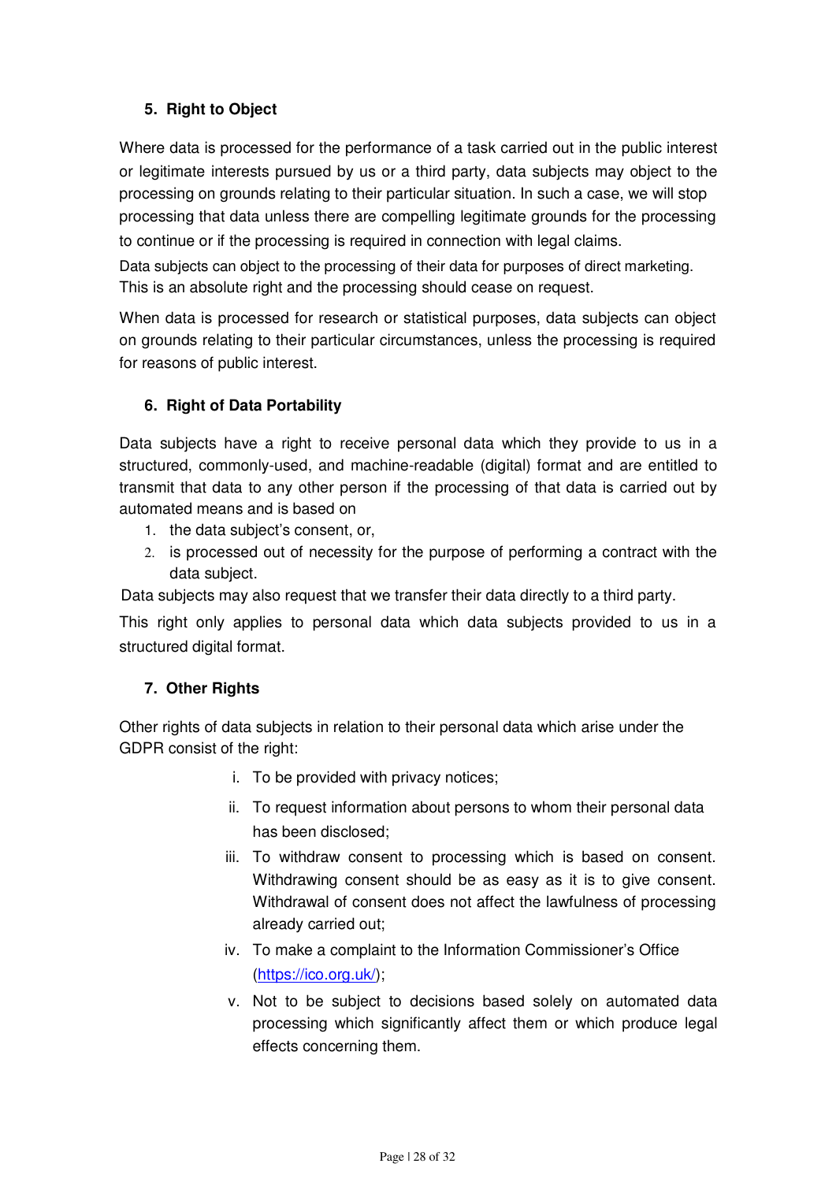### 5. Right to Object

Where data is processed for the performance of a task carried out in the public interest or legitimate interests pursued by us or a third party, data subjects may object to the processing on grounds relating to their particular situation. In such a case, we will stop processing that data unless there are compelling legitimate grounds for the processing to continue or if the processing is required in connection with legal claims.

Data subjects can object to the processing of their data for purposes of direct marketing. This is an absolute right and the processing should cease on request.

When data is processed for research or statistical purposes, data subjects can object on grounds relating to their particular circumstances, unless the processing is required for reasons of public interest.

### 6. Right of Data Portability

Data subjects have a right to receive personal data which they provide to us in a structured, commonly-used, and machine-readable (digital) format and are entitled to transmit that data to any other person if the processing of that data is carried out by automated means and is based on

1. the data subject's consent, or,
2. is processed out of necessity for the purpose of performing a contract with the data subject.

Data subjects may also request that we transfer their data directly to a third party.

This right only applies to personal data which data subjects provided to us in a structured digital format.

### 7. Other Rights

Other rights of data subjects in relation to their personal data which arise under the GDPR consist of the right:

i. To be provided with privacy notices;
ii. To request information about persons to whom their personal data has been disclosed;
iii. To withdraw consent to processing which is based on consent. Withdrawing consent should be as easy as it is to give consent. Withdrawal of consent does not affect the lawfulness of processing already carried out;
iv. To make a complaint to the Information Commissioner's Office (https://ico.org.uk/);
v. Not to be subject to decisions based solely on automated data processing which significantly affect them or which produce legal effects concerning them.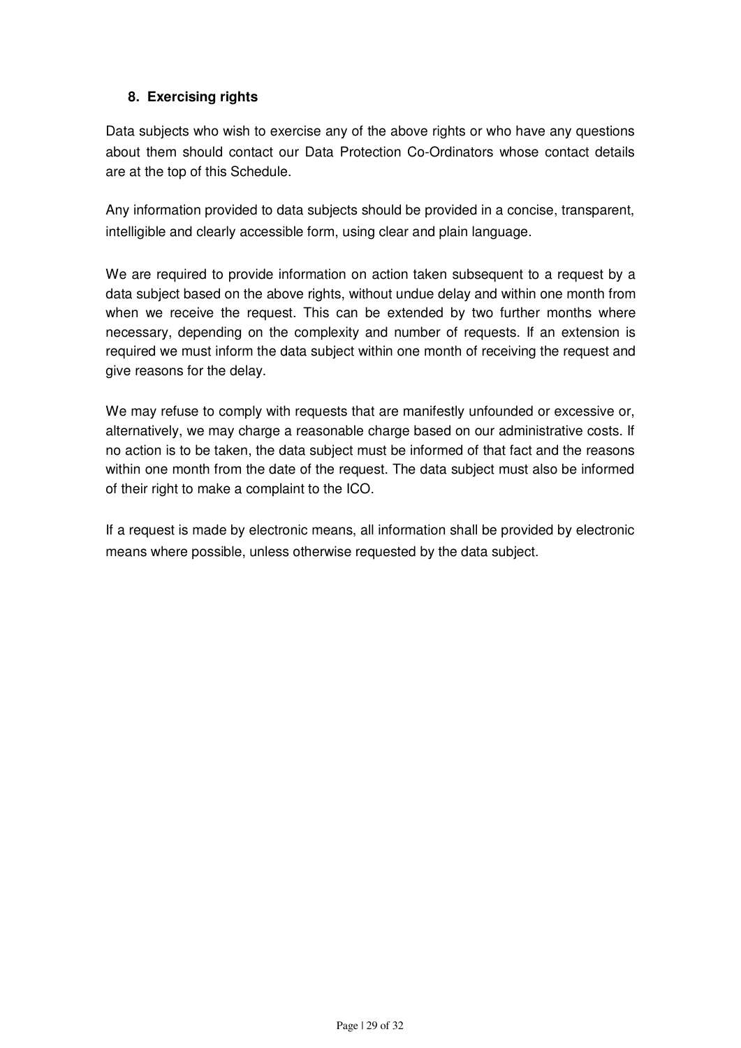## 8. Exercising rights

Data subjects who wish to exercise any of the above rights or who have any questions about them should contact our Data Protection Co-Ordinators whose contact details are at the top of this Schedule.

Any information provided to data subjects should be provided in a concise, transparent, intelligible and clearly accessible form, using clear and plain language.

We are required to provide information on action taken subsequent to a request by a data subject based on the above rights, without undue delay and within one month from when we receive the request. This can be extended by two further months where necessary, depending on the complexity and number of requests. If an extension is required we must inform the data subject within one month of receiving the request and give reasons for the delay.

We may refuse to comply with requests that are manifestly unfounded or excessive or, alternatively, we may charge a reasonable charge based on our administrative costs. If no action is to be taken, the data subject must be informed of that fact and the reasons within one month from the date of the request. The data subject must also be informed of their right to make a complaint to the ICO.

If a request is made by electronic means, all information shall be provided by electronic means where possible, unless otherwise requested by the data subject.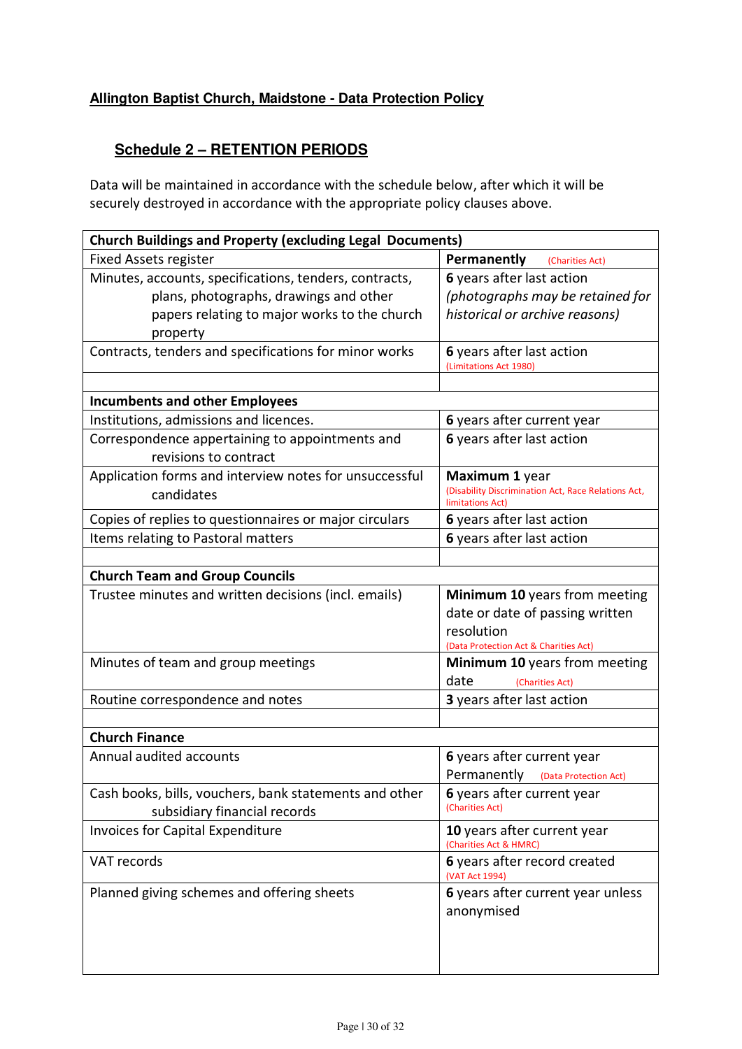**Allington Baptist Church, Maidstone - Data Protection Policy**

## Schedule 2 – RETENTION PERIODS

Data will be maintained in accordance with the schedule below, after which it will be securely destroyed in accordance with the appropriate policy clauses above.

| **Church Buildings and Property (excluding Legal Documents)** | |
|---|---|
| Fixed Assets register | **Permanently** (Charities Act) |
| Minutes, accounts, specifications, tenders, contracts, plans, photographs, drawings and other papers relating to major works to the church property | **6** years after last action *(photographs may be retained for historical or archive reasons)* |
| Contracts, tenders and specifications for minor works | **6** years after last action (Limitations Act 1980) |
| | |
| **Incumbents and other Employees** | |
| Institutions, admissions and licences. | **6** years after current year |
| Correspondence appertaining to appointments and revisions to contract | **6** years after last action |
| Application forms and interview notes for unsuccessful candidates | **Maximum 1** year (Disability Discrimination Act, Race Relations Act, limitations Act) |
| Copies of replies to questionnaires or major circulars | **6** years after last action |
| Items relating to Pastoral matters | **6** years after last action |
| | |
| **Church Team and Group Councils** | |
| Trustee minutes and written decisions (incl. emails) | **Minimum 10** years from meeting date or date of passing written resolution (Data Protection Act & Charities Act) |
| Minutes of team and group meetings | **Minimum 10** years from meeting date (Charities Act) |
| Routine correspondence and notes | **3** years after last action |
| | |
| **Church Finance** | |
| Annual audited accounts | **6** years after current year<br>Permanently (Data Protection Act) |
| Cash books, bills, vouchers, bank statements and other subsidiary financial records | **6** years after current year (Charities Act) |
| Invoices for Capital Expenditure | **10** years after current year (Charities Act & HMRC) |
| VAT records | **6** years after record created (VAT Act 1994) |
| Planned giving schemes and offering sheets | **6** years after current year unless anonymised |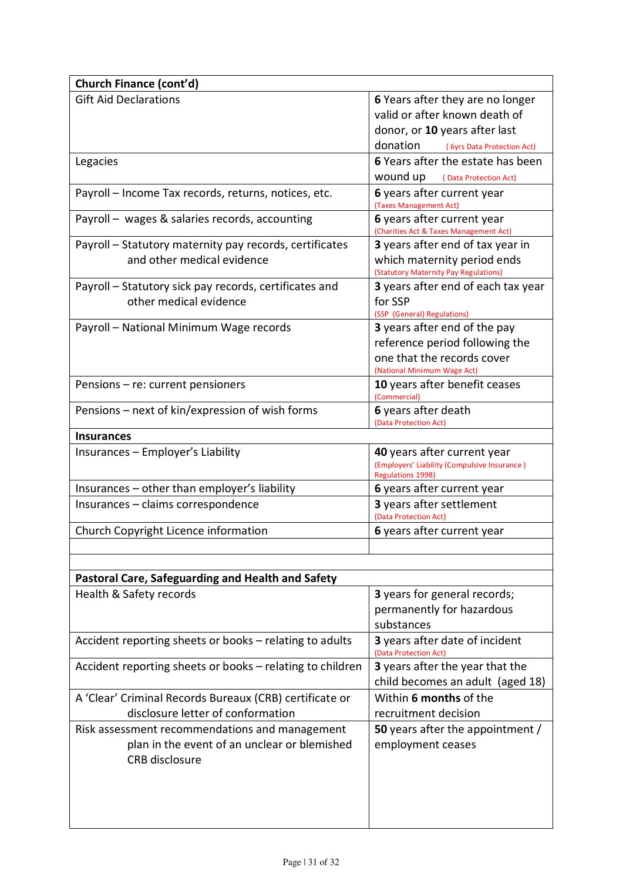| Church Finance (cont'd) | |
|---|---|
| Gift Aid Declarations | **6** Years after they are no longer valid or after known death of donor, or **10** years after last donation ( 6yrs Data Protection Act) |
| Legacies | **6** Years after the estate has been wound up ( Data Protection Act) |
| Payroll – Income Tax records, returns, notices, etc. | **6** years after current year (Taxes Management Act) |
| Payroll – wages & salaries records, accounting | **6** years after current year (Charities Act & Taxes Management Act) |
| Payroll – Statutory maternity pay records, certificates and other medical evidence | **3** years after end of tax year in which maternity period ends (Statutory Maternity Pay Regulations) |
| Payroll – Statutory sick pay records, certificates and other medical evidence | **3** years after end of each tax year for SSP (SSP (General) Regulations) |
| Payroll – National Minimum Wage records | **3** years after end of the pay reference period following the one that the records cover (National Minimum Wage Act) |
| Pensions – re: current pensioners | **10** years after benefit ceases (Commercial) |
| Pensions – next of kin/expression of wish forms | **6** years after death (Data Protection Act) |
| **Insurances** | |
| Insurances – Employer's Liability | **40** years after current year (Employers' Liability (Compulsive Insurance ) Regulations 1998) |
| Insurances – other than employer's liability | **6** years after current year |
| Insurances – claims correspondence | **3** years after settlement (Data Protection Act) |
| Church Copyright Licence information | **6** years after current year |
| | |
| | |
| **Pastoral Care, Safeguarding and Health and Safety** | |
| Health & Safety records | **3** years for general records; permanently for hazardous substances |
| Accident reporting sheets or books – relating to adults | **3** years after date of incident (Data Protection Act) |
| Accident reporting sheets or books – relating to children | **3** years after the year that the child becomes an adult (aged 18) |
| A 'Clear' Criminal Records Bureaux (CRB) certificate or disclosure letter of conformation | Within **6 months** of the recruitment decision |
| Risk assessment recommendations and management plan in the event of an unclear or blemished CRB disclosure | **50** years after the appointment / employment ceases |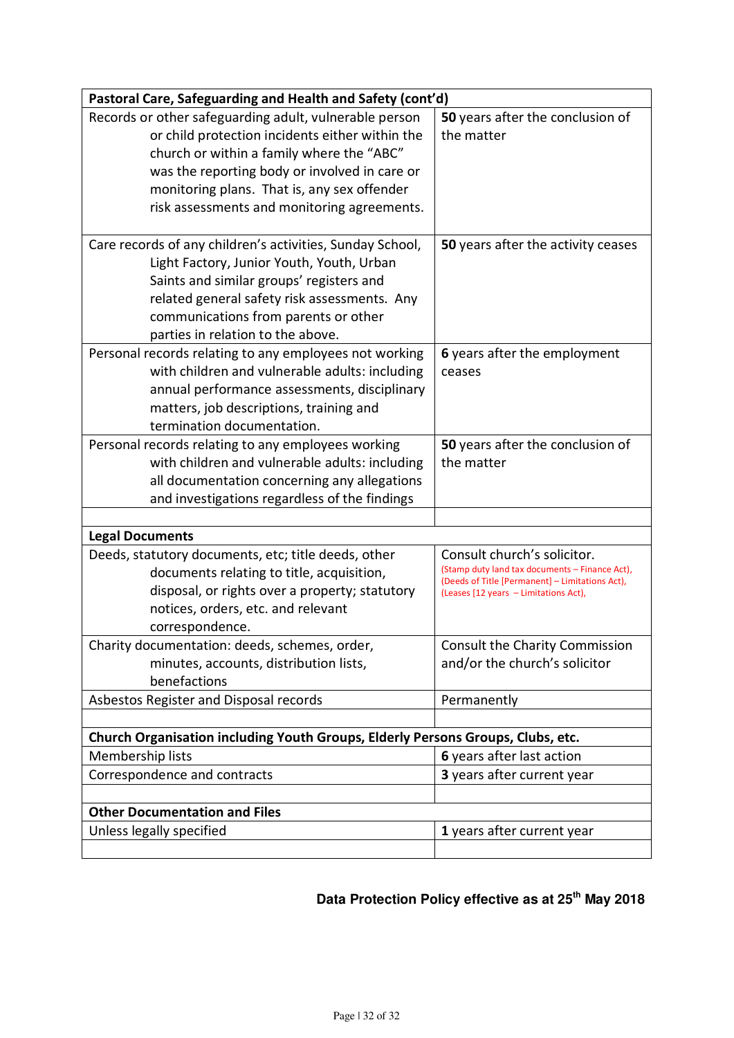| **Pastoral Care, Safeguarding and Health and Safety (cont'd)** | |
|---|---|
| Records or other safeguarding adult, vulnerable person or child protection incidents either within the church or within a family where the "ABC" was the reporting body or involved in care or monitoring plans. That is, any sex offender risk assessments and monitoring agreements. | **50** years after the conclusion of the matter |
| Care records of any children's activities, Sunday School, Light Factory, Junior Youth, Youth, Urban Saints and similar groups' registers and related general safety risk assessments. Any communications from parents or other parties in relation to the above. | **50** years after the activity ceases |
| Personal records relating to any employees not working with children and vulnerable adults: including annual performance assessments, disciplinary matters, job descriptions, training and termination documentation. | **6** years after the employment ceases |
| Personal records relating to any employees working with children and vulnerable adults: including all documentation concerning any allegations and investigations regardless of the findings | **50** years after the conclusion of the matter |
| | |
| **Legal Documents** | |
| Deeds, statutory documents, etc; title deeds, other documents relating to title, acquisition, disposal, or rights over a property; statutory notices, orders, etc. and relevant correspondence. | Consult church's solicitor. (Stamp duty land tax documents – Finance Act), (Deeds of Title [Permanent] – Limitations Act), (Leases [12 years – Limitations Act), |
| Charity documentation: deeds, schemes, order, minutes, accounts, distribution lists, benefactions | Consult the Charity Commission and/or the church's solicitor |
| Asbestos Register and Disposal records | Permanently |
| | |
| **Church Organisation including Youth Groups, Elderly Persons Groups, Clubs, etc.** | |
| Membership lists | **6** years after last action |
| Correspondence and contracts | **3** years after current year |
| | |
| **Other Documentation and Files** | |
| Unless legally specified | **1** years after current year |
| | |

**Data Protection Policy effective as at 25th May 2018**